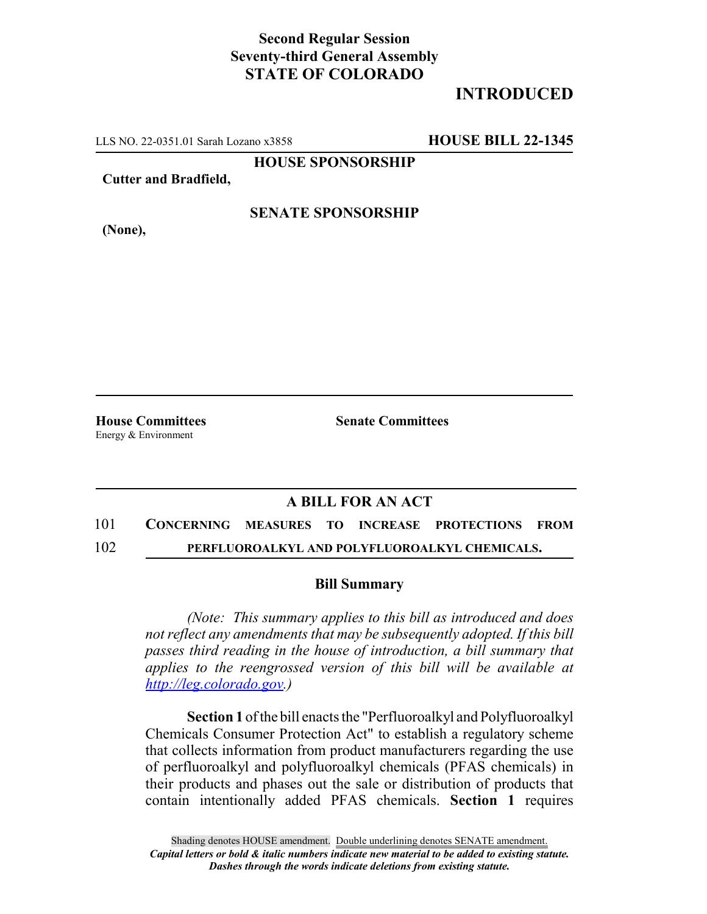**Second Regular Session**
**Seventy-third General Assembly**
**STATE OF COLORADO**

# INTRODUCTED

LLS NO. 22-0351.01 Sarah Lozano x3858 **HOUSE BILL 22-1345**

**HOUSE SPONSORSHIP**

**Cutter and Bradfield,**

**SENATE SPONSORSHIP**

**(None),**

**House Committees**
Energy & Environment

**Senate Committees**

## A BILL FOR AN ACT

101 **CONCERNING MEASURES TO INCREASE PROTECTIONS FROM**
102 **PERFLUOROALKYL AND POLYFLUOROALKYL CHEMICALS.**

### Bill Summary

*(Note: This summary applies to this bill as introduced and does not reflect any amendments that may be subsequently adopted. If this bill passes third reading in the house of introduction, a bill summary that applies to the reengrossed version of this bill will be available at http://leg.colorado.gov.)*

**Section 1** of the bill enacts the "Perfluoroalkyl and Polyfluoroalkyl Chemicals Consumer Protection Act" to establish a regulatory scheme that collects information from product manufacturers regarding the use of perfluoroalkyl and polyfluoroalkyl chemicals (PFAS chemicals) in their products and phases out the sale or distribution of products that contain intentionally added PFAS chemicals. **Section 1** requires

Shading denotes HOUSE amendment. Double underlining denotes SENATE amendment.
*Capital letters or bold & italic numbers indicate new material to be added to existing statute.*
*Dashes through the words indicate deletions from existing statute.*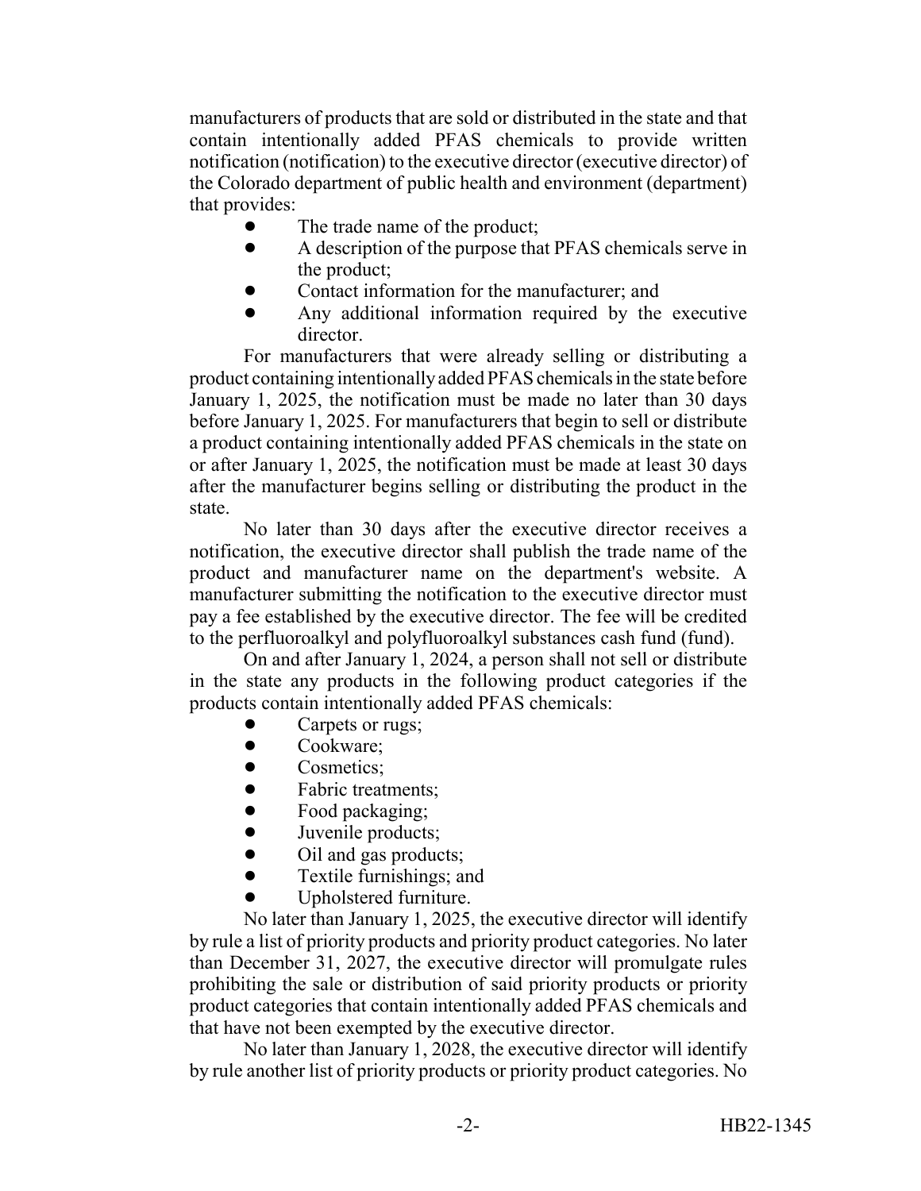manufacturers of products that are sold or distributed in the state and that contain intentionally added PFAS chemicals to provide written notification (notification) to the executive director (executive director) of the Colorado department of public health and environment (department) that provides:

- The trade name of the product;
- A description of the purpose that PFAS chemicals serve in the product;
- Contact information for the manufacturer; and
- Any additional information required by the executive director.

For manufacturers that were already selling or distributing a product containing intentionally added PFAS chemicals in the state before January 1, 2025, the notification must be made no later than 30 days before January 1, 2025. For manufacturers that begin to sell or distribute a product containing intentionally added PFAS chemicals in the state on or after January 1, 2025, the notification must be made at least 30 days after the manufacturer begins selling or distributing the product in the state.

No later than 30 days after the executive director receives a notification, the executive director shall publish the trade name of the product and manufacturer name on the department's website. A manufacturer submitting the notification to the executive director must pay a fee established by the executive director. The fee will be credited to the perfluoroalkyl and polyfluoroalkyl substances cash fund (fund).

On and after January 1, 2024, a person shall not sell or distribute in the state any products in the following product categories if the products contain intentionally added PFAS chemicals:

- Carpets or rugs;
- Cookware;
- Cosmetics;
- Fabric treatments;
- Food packaging;
- Juvenile products;
- Oil and gas products;
- Textile furnishings; and
- Upholstered furniture.

No later than January 1, 2025, the executive director will identify by rule a list of priority products and priority product categories. No later than December 31, 2027, the executive director will promulgate rules prohibiting the sale or distribution of said priority products or priority product categories that contain intentionally added PFAS chemicals and that have not been exempted by the executive director.

No later than January 1, 2028, the executive director will identify by rule another list of priority products or priority product categories. No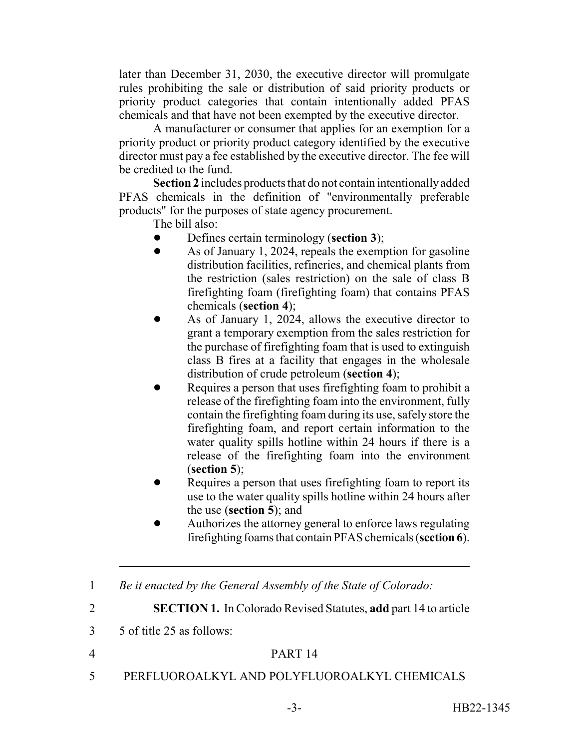later than December 31, 2030, the executive director will promulgate rules prohibiting the sale or distribution of said priority products or priority product categories that contain intentionally added PFAS chemicals and that have not been exempted by the executive director.

A manufacturer or consumer that applies for an exemption for a priority product or priority product category identified by the executive director must pay a fee established by the executive director. The fee will be credited to the fund.

**Section 2** includes products that do not contain intentionally added PFAS chemicals in the definition of "environmentally preferable products" for the purposes of state agency procurement.

The bill also:

- Defines certain terminology (**section 3**);
- As of January 1, 2024, repeals the exemption for gasoline distribution facilities, refineries, and chemical plants from the restriction (sales restriction) on the sale of class B firefighting foam (firefighting foam) that contains PFAS chemicals (**section 4**);
- As of January 1, 2024, allows the executive director to grant a temporary exemption from the sales restriction for the purchase of firefighting foam that is used to extinguish class B fires at a facility that engages in the wholesale distribution of crude petroleum (**section 4**);
- Requires a person that uses firefighting foam to prohibit a release of the firefighting foam into the environment, fully contain the firefighting foam during its use, safely store the firefighting foam, and report certain information to the water quality spills hotline within 24 hours if there is a release of the firefighting foam into the environment (**section 5**);
- Requires a person that uses firefighting foam to report its use to the water quality spills hotline within 24 hours after the use (**section 5**); and
- Authorizes the attorney general to enforce laws regulating firefighting foams that contain PFAS chemicals (**section 6**).

---

1 *Be it enacted by the General Assembly of the State of Colorado:*

2 **SECTION 1.** In Colorado Revised Statutes, **add** part 14 to article

3 5 of title 25 as follows:

4 PART 14

5 PERFLUOROALKYL AND POLYFLUOROALKYL CHEMICALS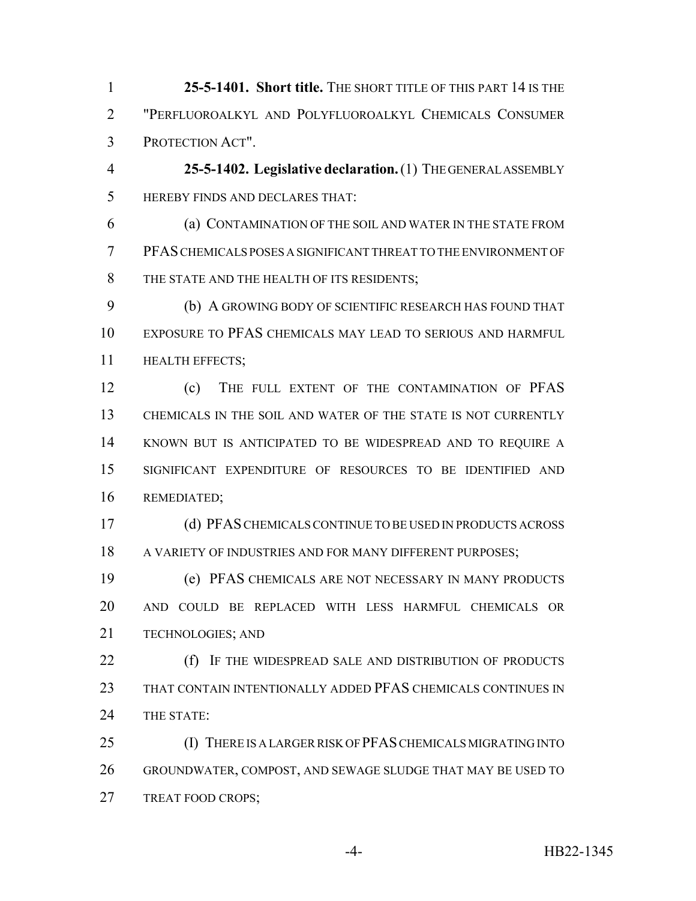**25-5-1401. Short title.** THE SHORT TITLE OF THIS PART 14 IS THE "PERFLUOROALKYL AND POLYFLUOROALKYL CHEMICALS CONSUMER PROTECTION ACT".

**25-5-1402. Legislative declaration.** (1) THE GENERAL ASSEMBLY HEREBY FINDS AND DECLARES THAT:

(a) CONTAMINATION OF THE SOIL AND WATER IN THE STATE FROM PFAS CHEMICALS POSES A SIGNIFICANT THREAT TO THE ENVIRONMENT OF THE STATE AND THE HEALTH OF ITS RESIDENTS;

(b) A GROWING BODY OF SCIENTIFIC RESEARCH HAS FOUND THAT EXPOSURE TO PFAS CHEMICALS MAY LEAD TO SERIOUS AND HARMFUL HEALTH EFFECTS;

(c) THE FULL EXTENT OF THE CONTAMINATION OF PFAS CHEMICALS IN THE SOIL AND WATER OF THE STATE IS NOT CURRENTLY KNOWN BUT IS ANTICIPATED TO BE WIDESPREAD AND TO REQUIRE A SIGNIFICANT EXPENDITURE OF RESOURCES TO BE IDENTIFIED AND REMEDIATED;

(d) PFAS CHEMICALS CONTINUE TO BE USED IN PRODUCTS ACROSS A VARIETY OF INDUSTRIES AND FOR MANY DIFFERENT PURPOSES;

(e) PFAS CHEMICALS ARE NOT NECESSARY IN MANY PRODUCTS AND COULD BE REPLACED WITH LESS HARMFUL CHEMICALS OR TECHNOLOGIES; AND

(f) IF THE WIDESPREAD SALE AND DISTRIBUTION OF PRODUCTS THAT CONTAIN INTENTIONALLY ADDED PFAS CHEMICALS CONTINUES IN THE STATE:

(I) THERE IS A LARGER RISK OF PFAS CHEMICALS MIGRATING INTO GROUNDWATER, COMPOST, AND SEWAGE SLUDGE THAT MAY BE USED TO TREAT FOOD CROPS;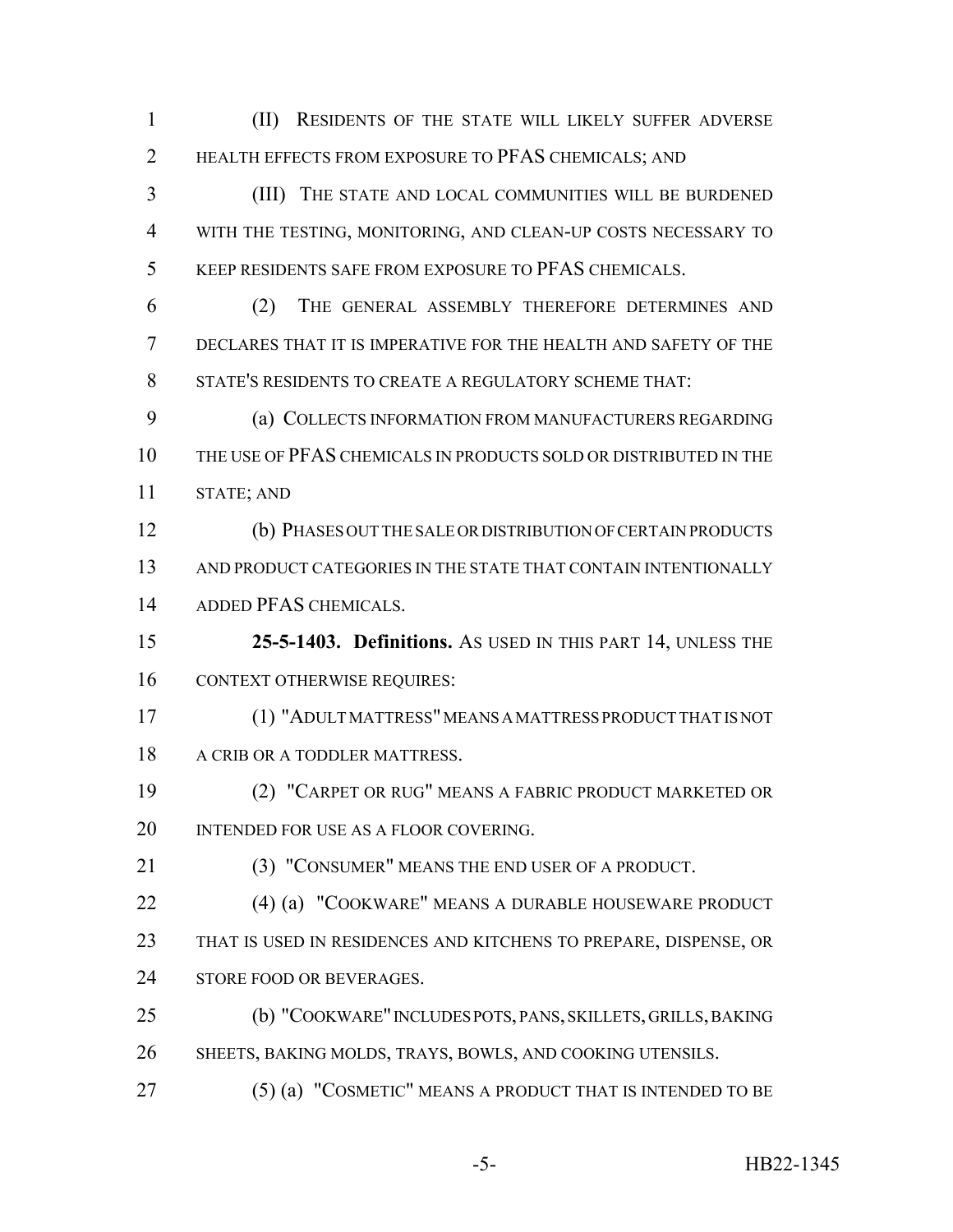(II) RESIDENTS OF THE STATE WILL LIKELY SUFFER ADVERSE HEALTH EFFECTS FROM EXPOSURE TO PFAS CHEMICALS; AND

(III) THE STATE AND LOCAL COMMUNITIES WILL BE BURDENED WITH THE TESTING, MONITORING, AND CLEAN-UP COSTS NECESSARY TO KEEP RESIDENTS SAFE FROM EXPOSURE TO PFAS CHEMICALS.

(2) THE GENERAL ASSEMBLY THEREFORE DETERMINES AND DECLARES THAT IT IS IMPERATIVE FOR THE HEALTH AND SAFETY OF THE STATE'S RESIDENTS TO CREATE A REGULATORY SCHEME THAT:

(a) COLLECTS INFORMATION FROM MANUFACTURERS REGARDING THE USE OF PFAS CHEMICALS IN PRODUCTS SOLD OR DISTRIBUTED IN THE STATE; AND

(b) PHASES OUT THE SALE OR DISTRIBUTION OF CERTAIN PRODUCTS AND PRODUCT CATEGORIES IN THE STATE THAT CONTAIN INTENTIONALLY ADDED PFAS CHEMICALS.

**25-5-1403. Definitions.** AS USED IN THIS PART 14, UNLESS THE CONTEXT OTHERWISE REQUIRES:

(1) "ADULT MATTRESS" MEANS A MATTRESS PRODUCT THAT IS NOT A CRIB OR A TODDLER MATTRESS.

(2) "CARPET OR RUG" MEANS A FABRIC PRODUCT MARKETED OR INTENDED FOR USE AS A FLOOR COVERING.

(3) "CONSUMER" MEANS THE END USER OF A PRODUCT.

(4) (a) "COOKWARE" MEANS A DURABLE HOUSEWARE PRODUCT THAT IS USED IN RESIDENCES AND KITCHENS TO PREPARE, DISPENSE, OR STORE FOOD OR BEVERAGES.

(b) "COOKWARE" INCLUDES POTS, PANS, SKILLETS, GRILLS, BAKING SHEETS, BAKING MOLDS, TRAYS, BOWLS, AND COOKING UTENSILS.

(5) (a) "COSMETIC" MEANS A PRODUCT THAT IS INTENDED TO BE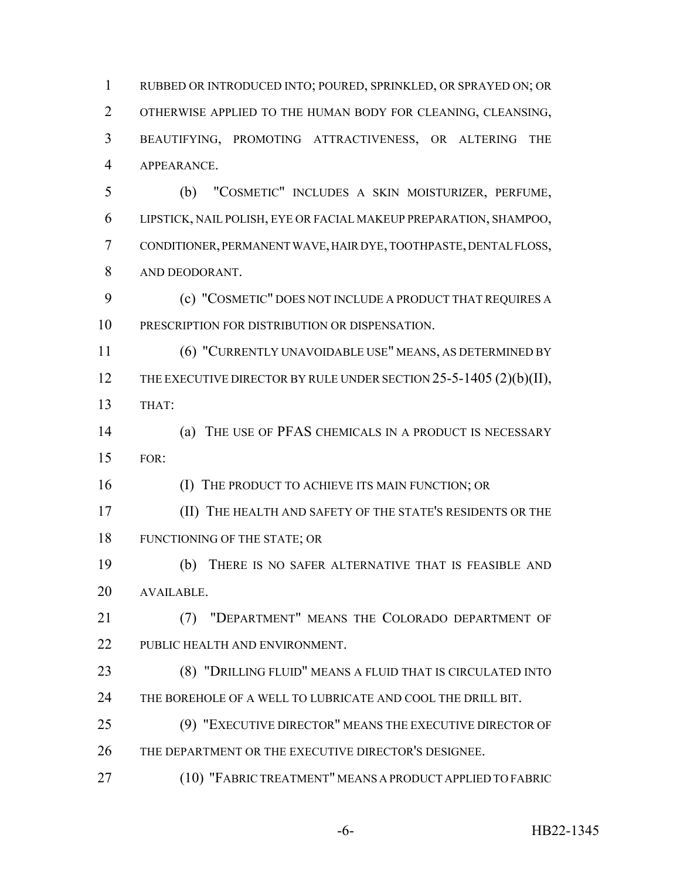RUBBED OR INTRODUCED INTO; POURED, SPRINKLED, OR SPRAYED ON; OR OTHERWISE APPLIED TO THE HUMAN BODY FOR CLEANING, CLEANSING, BEAUTIFYING, PROMOTING ATTRACTIVENESS, OR ALTERING THE APPEARANCE.

(b) "COSMETIC" INCLUDES A SKIN MOISTURIZER, PERFUME, LIPSTICK, NAIL POLISH, EYE OR FACIAL MAKEUP PREPARATION, SHAMPOO, CONDITIONER, PERMANENT WAVE, HAIR DYE, TOOTHPASTE, DENTAL FLOSS, AND DEODORANT.

(c) "COSMETIC" DOES NOT INCLUDE A PRODUCT THAT REQUIRES A PRESCRIPTION FOR DISTRIBUTION OR DISPENSATION.

(6) "CURRENTLY UNAVOIDABLE USE" MEANS, AS DETERMINED BY THE EXECUTIVE DIRECTOR BY RULE UNDER SECTION 25-5-1405 (2)(b)(II), THAT:

(a) THE USE OF PFAS CHEMICALS IN A PRODUCT IS NECESSARY FOR:

(I) THE PRODUCT TO ACHIEVE ITS MAIN FUNCTION; OR

(II) THE HEALTH AND SAFETY OF THE STATE'S RESIDENTS OR THE FUNCTIONING OF THE STATE; OR

(b) THERE IS NO SAFER ALTERNATIVE THAT IS FEASIBLE AND AVAILABLE.

(7) "DEPARTMENT" MEANS THE COLORADO DEPARTMENT OF PUBLIC HEALTH AND ENVIRONMENT.

(8) "DRILLING FLUID" MEANS A FLUID THAT IS CIRCULATED INTO THE BOREHOLE OF A WELL TO LUBRICATE AND COOL THE DRILL BIT.

(9) "EXECUTIVE DIRECTOR" MEANS THE EXECUTIVE DIRECTOR OF THE DEPARTMENT OR THE EXECUTIVE DIRECTOR'S DESIGNEE.

(10) "FABRIC TREATMENT" MEANS A PRODUCT APPLIED TO FABRIC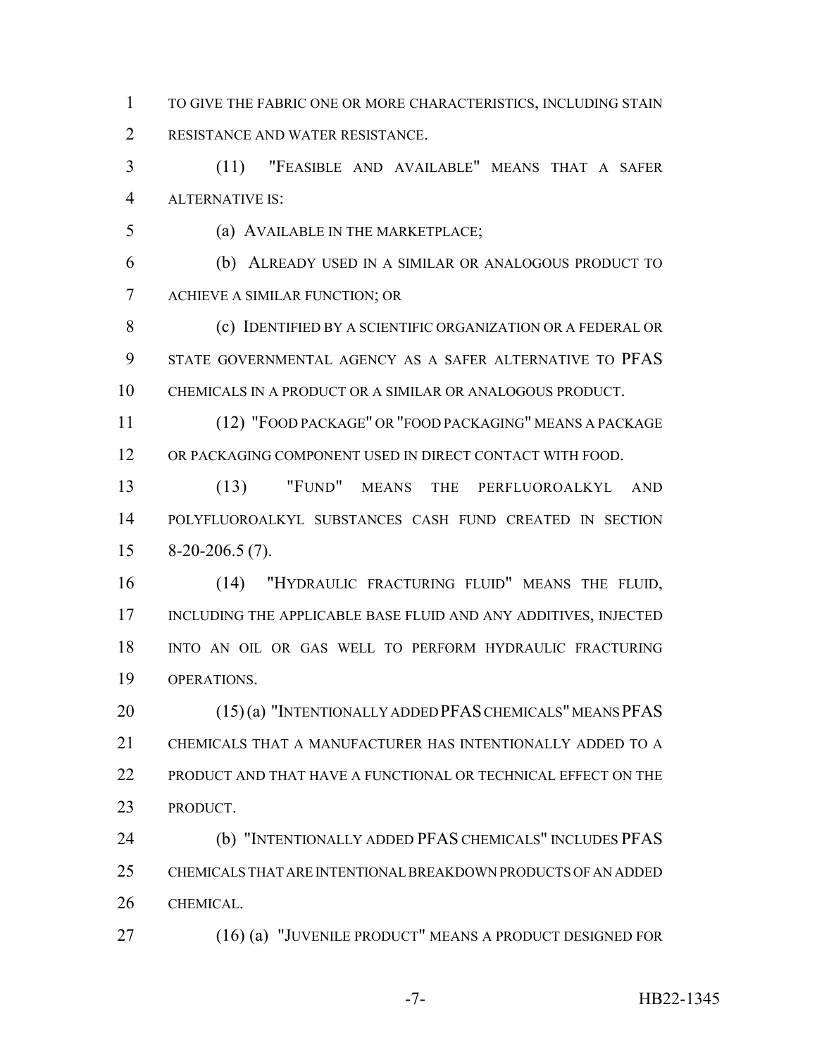TO GIVE THE FABRIC ONE OR MORE CHARACTERISTICS, INCLUDING STAIN RESISTANCE AND WATER RESISTANCE.

(11) "FEASIBLE AND AVAILABLE" MEANS THAT A SAFER ALTERNATIVE IS:

(a) AVAILABLE IN THE MARKETPLACE;

(b) ALREADY USED IN A SIMILAR OR ANALOGOUS PRODUCT TO ACHIEVE A SIMILAR FUNCTION; OR

(c) IDENTIFIED BY A SCIENTIFIC ORGANIZATION OR A FEDERAL OR STATE GOVERNMENTAL AGENCY AS A SAFER ALTERNATIVE TO PFAS CHEMICALS IN A PRODUCT OR A SIMILAR OR ANALOGOUS PRODUCT.

(12) "FOOD PACKAGE" OR "FOOD PACKAGING" MEANS A PACKAGE OR PACKAGING COMPONENT USED IN DIRECT CONTACT WITH FOOD.

(13) "FUND" MEANS THE PERFLUOROALKYL AND POLYFLUOROALKYL SUBSTANCES CASH FUND CREATED IN SECTION 8-20-206.5 (7).

(14) "HYDRAULIC FRACTURING FLUID" MEANS THE FLUID, INCLUDING THE APPLICABLE BASE FLUID AND ANY ADDITIVES, INJECTED INTO AN OIL OR GAS WELL TO PERFORM HYDRAULIC FRACTURING OPERATIONS.

(15) (a) "INTENTIONALLY ADDED PFAS CHEMICALS" MEANS PFAS CHEMICALS THAT A MANUFACTURER HAS INTENTIONALLY ADDED TO A PRODUCT AND THAT HAVE A FUNCTIONAL OR TECHNICAL EFFECT ON THE PRODUCT.

(b) "INTENTIONALLY ADDED PFAS CHEMICALS" INCLUDES PFAS CHEMICALS THAT ARE INTENTIONAL BREAKDOWN PRODUCTS OF AN ADDED CHEMICAL.

(16) (a) "JUVENILE PRODUCT" MEANS A PRODUCT DESIGNED FOR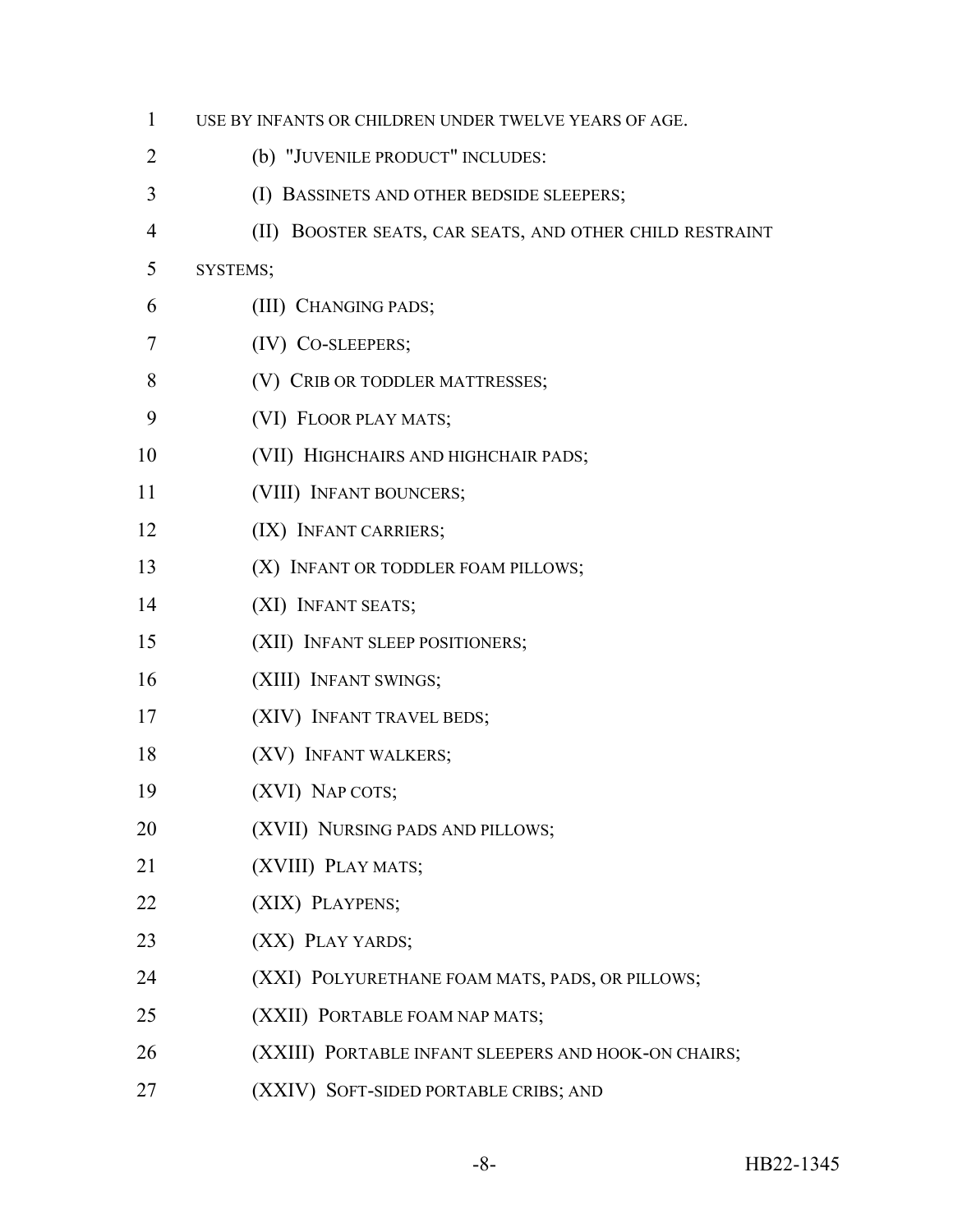USE BY INFANTS OR CHILDREN UNDER TWELVE YEARS OF AGE.

(b) "JUVENILE PRODUCT" INCLUDES:

(I) BASSINETS AND OTHER BEDSIDE SLEEPERS;

(II) BOOSTER SEATS, CAR SEATS, AND OTHER CHILD RESTRAINT SYSTEMS;

(III) CHANGING PADS;

(IV) CO-SLEEPERS;

(V) CRIB OR TODDLER MATTRESSES;

(VI) FLOOR PLAY MATS;

(VII) HIGHCHAIRS AND HIGHCHAIR PADS;

(VIII) INFANT BOUNCERS;

(IX) INFANT CARRIERS;

(X) INFANT OR TODDLER FOAM PILLOWS;

(XI) INFANT SEATS;

(XII) INFANT SLEEP POSITIONERS;

(XIII) INFANT SWINGS;

(XIV) INFANT TRAVEL BEDS;

(XV) INFANT WALKERS;

(XVI) NAP COTS;

(XVII) NURSING PADS AND PILLOWS;

(XVIII) PLAY MATS;

(XIX) PLAYPENS;

(XX) PLAY YARDS;

(XXI) POLYURETHANE FOAM MATS, PADS, OR PILLOWS;

(XXII) PORTABLE FOAM NAP MATS;

(XXIII) PORTABLE INFANT SLEEPERS AND HOOK-ON CHAIRS;

(XXIV) SOFT-SIDED PORTABLE CRIBS; AND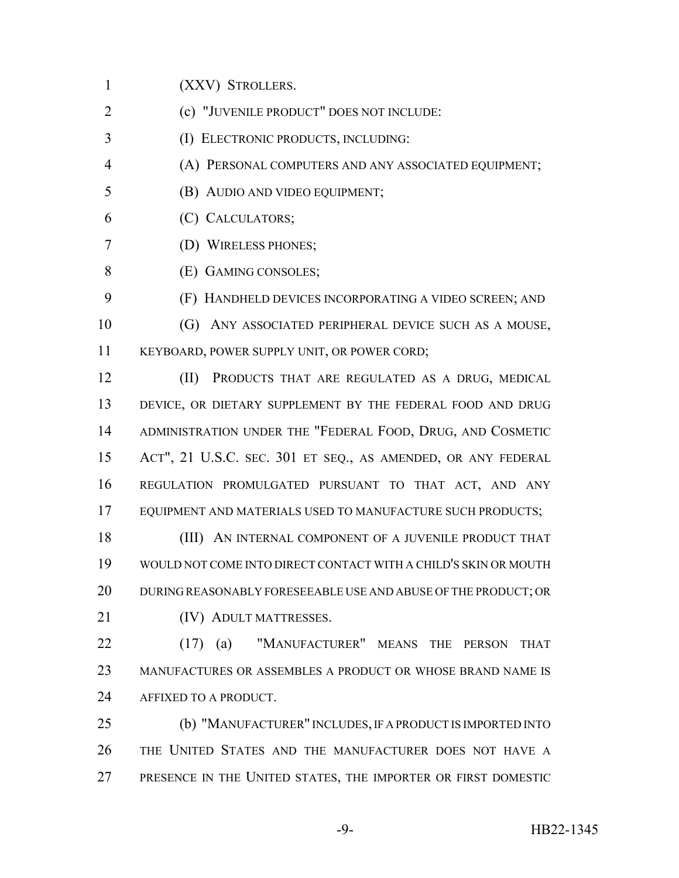(XXV) STROLLERS.

(c) "JUVENILE PRODUCT" DOES NOT INCLUDE:

(I) ELECTRONIC PRODUCTS, INCLUDING:

(A) PERSONAL COMPUTERS AND ANY ASSOCIATED EQUIPMENT;

(B) AUDIO AND VIDEO EQUIPMENT;

(C) CALCULATORS;

(D) WIRELESS PHONES;

(E) GAMING CONSOLES;

(F) HANDHELD DEVICES INCORPORATING A VIDEO SCREEN; AND

(G) ANY ASSOCIATED PERIPHERAL DEVICE SUCH AS A MOUSE, KEYBOARD, POWER SUPPLY UNIT, OR POWER CORD;

(II) PRODUCTS THAT ARE REGULATED AS A DRUG, MEDICAL DEVICE, OR DIETARY SUPPLEMENT BY THE FEDERAL FOOD AND DRUG ADMINISTRATION UNDER THE "FEDERAL FOOD, DRUG, AND COSMETIC ACT", 21 U.S.C. SEC. 301 ET SEQ., AS AMENDED, OR ANY FEDERAL REGULATION PROMULGATED PURSUANT TO THAT ACT, AND ANY EQUIPMENT AND MATERIALS USED TO MANUFACTURE SUCH PRODUCTS;

(III) AN INTERNAL COMPONENT OF A JUVENILE PRODUCT THAT WOULD NOT COME INTO DIRECT CONTACT WITH A CHILD'S SKIN OR MOUTH DURING REASONABLY FORESEEABLE USE AND ABUSE OF THE PRODUCT; OR

(IV) ADULT MATTRESSES.

(17) (a) "MANUFACTURER" MEANS THE PERSON THAT MANUFACTURES OR ASSEMBLES A PRODUCT OR WHOSE BRAND NAME IS AFFIXED TO A PRODUCT.

(b) "MANUFACTURER" INCLUDES, IF A PRODUCT IS IMPORTED INTO THE UNITED STATES AND THE MANUFACTURER DOES NOT HAVE A PRESENCE IN THE UNITED STATES, THE IMPORTER OR FIRST DOMESTIC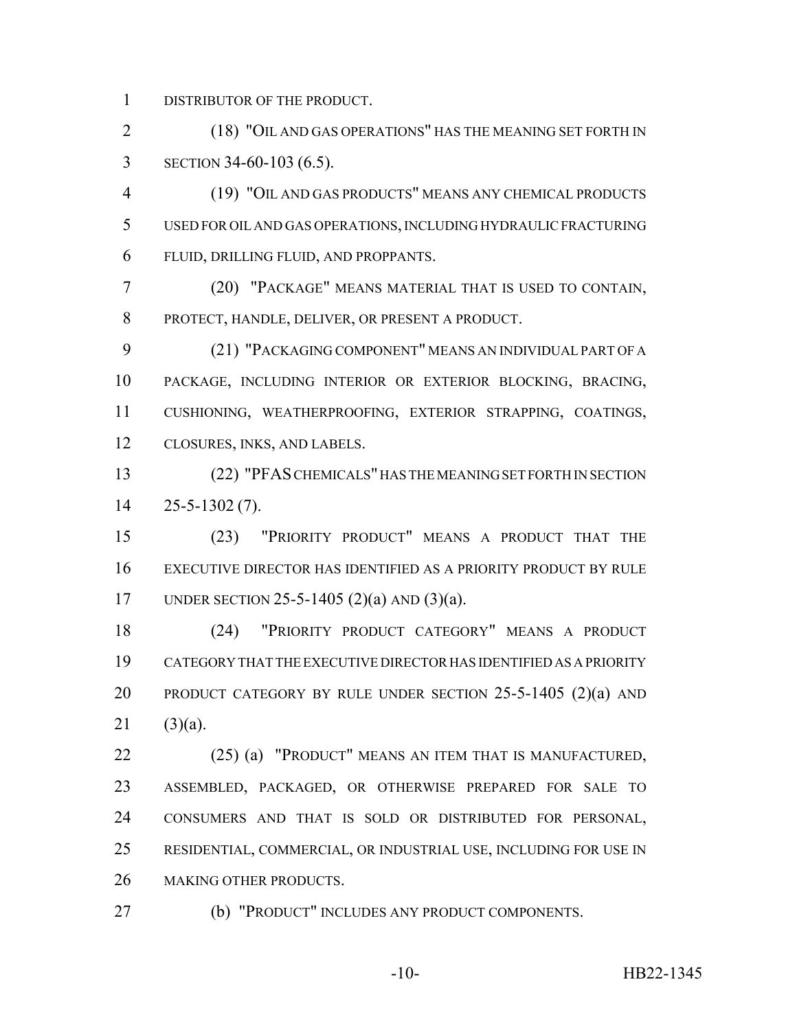DISTRIBUTOR OF THE PRODUCT.

(18) "OIL AND GAS OPERATIONS" HAS THE MEANING SET FORTH IN SECTION 34-60-103 (6.5).

(19) "OIL AND GAS PRODUCTS" MEANS ANY CHEMICAL PRODUCTS USED FOR OIL AND GAS OPERATIONS, INCLUDING HYDRAULIC FRACTURING FLUID, DRILLING FLUID, AND PROPPANTS.

(20) "PACKAGE" MEANS MATERIAL THAT IS USED TO CONTAIN, PROTECT, HANDLE, DELIVER, OR PRESENT A PRODUCT.

(21) "PACKAGING COMPONENT" MEANS AN INDIVIDUAL PART OF A PACKAGE, INCLUDING INTERIOR OR EXTERIOR BLOCKING, BRACING, CUSHIONING, WEATHERPROOFING, EXTERIOR STRAPPING, COATINGS, CLOSURES, INKS, AND LABELS.

(22) "PFAS CHEMICALS" HAS THE MEANING SET FORTH IN SECTION 25-5-1302 (7).

(23) "PRIORITY PRODUCT" MEANS A PRODUCT THAT THE EXECUTIVE DIRECTOR HAS IDENTIFIED AS A PRIORITY PRODUCT BY RULE UNDER SECTION 25-5-1405 (2)(a) AND (3)(a).

(24) "PRIORITY PRODUCT CATEGORY" MEANS A PRODUCT CATEGORY THAT THE EXECUTIVE DIRECTOR HAS IDENTIFIED AS A PRIORITY PRODUCT CATEGORY BY RULE UNDER SECTION 25-5-1405 (2)(a) AND (3)(a).

(25) (a) "PRODUCT" MEANS AN ITEM THAT IS MANUFACTURED, ASSEMBLED, PACKAGED, OR OTHERWISE PREPARED FOR SALE TO CONSUMERS AND THAT IS SOLD OR DISTRIBUTED FOR PERSONAL, RESIDENTIAL, COMMERCIAL, OR INDUSTRIAL USE, INCLUDING FOR USE IN MAKING OTHER PRODUCTS.

(b) "PRODUCT" INCLUDES ANY PRODUCT COMPONENTS.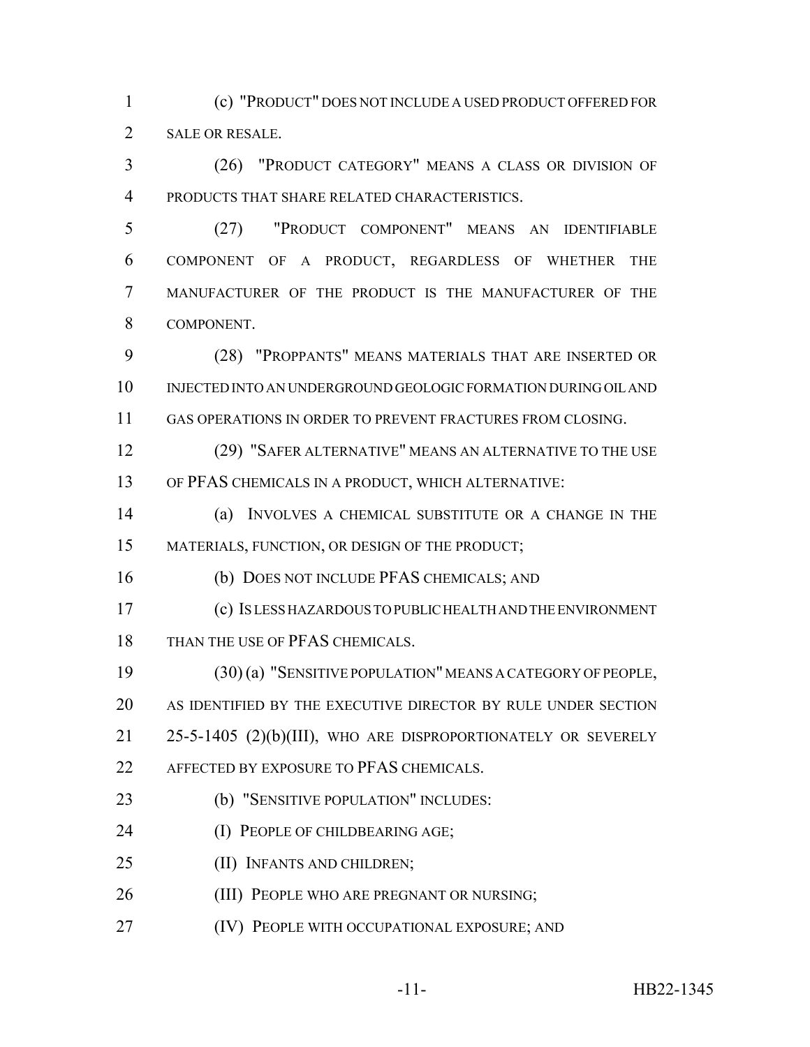(c) "PRODUCT" DOES NOT INCLUDE A USED PRODUCT OFFERED FOR SALE OR RESALE.

(26) "PRODUCT CATEGORY" MEANS A CLASS OR DIVISION OF PRODUCTS THAT SHARE RELATED CHARACTERISTICS.

(27) "PRODUCT COMPONENT" MEANS AN IDENTIFIABLE COMPONENT OF A PRODUCT, REGARDLESS OF WHETHER THE MANUFACTURER OF THE PRODUCT IS THE MANUFACTURER OF THE COMPONENT.

(28) "PROPPANTS" MEANS MATERIALS THAT ARE INSERTED OR INJECTED INTO AN UNDERGROUND GEOLOGIC FORMATION DURING OIL AND GAS OPERATIONS IN ORDER TO PREVENT FRACTURES FROM CLOSING.

(29) "SAFER ALTERNATIVE" MEANS AN ALTERNATIVE TO THE USE OF PFAS CHEMICALS IN A PRODUCT, WHICH ALTERNATIVE:

(a) INVOLVES A CHEMICAL SUBSTITUTE OR A CHANGE IN THE MATERIALS, FUNCTION, OR DESIGN OF THE PRODUCT;

(b) DOES NOT INCLUDE PFAS CHEMICALS; AND

(c) IS LESS HAZARDOUS TO PUBLIC HEALTH AND THE ENVIRONMENT THAN THE USE OF PFAS CHEMICALS.

(30) (a) "SENSITIVE POPULATION" MEANS A CATEGORY OF PEOPLE, AS IDENTIFIED BY THE EXECUTIVE DIRECTOR BY RULE UNDER SECTION 25-5-1405 (2)(b)(III), WHO ARE DISPROPORTIONATELY OR SEVERELY AFFECTED BY EXPOSURE TO PFAS CHEMICALS.

(b) "SENSITIVE POPULATION" INCLUDES:

(I) PEOPLE OF CHILDBEARING AGE;

(II) INFANTS AND CHILDREN;

(III) PEOPLE WHO ARE PREGNANT OR NURSING;

(IV) PEOPLE WITH OCCUPATIONAL EXPOSURE; AND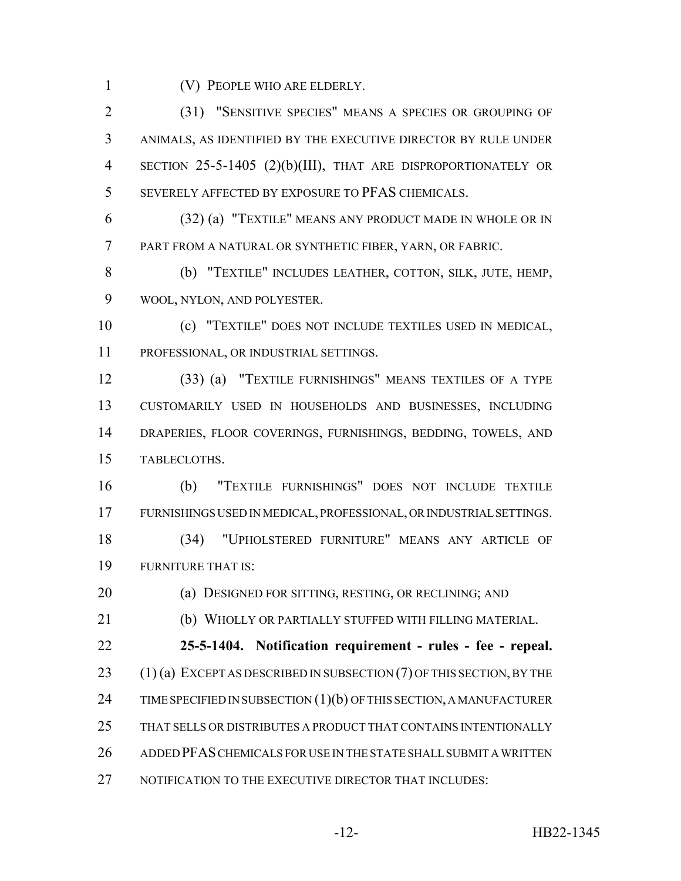(V) PEOPLE WHO ARE ELDERLY.

(31) "SENSITIVE SPECIES" MEANS A SPECIES OR GROUPING OF ANIMALS, AS IDENTIFIED BY THE EXECUTIVE DIRECTOR BY RULE UNDER SECTION 25-5-1405 (2)(b)(III), THAT ARE DISPROPORTIONATELY OR SEVERELY AFFECTED BY EXPOSURE TO PFAS CHEMICALS.

(32) (a) "TEXTILE" MEANS ANY PRODUCT MADE IN WHOLE OR IN PART FROM A NATURAL OR SYNTHETIC FIBER, YARN, OR FABRIC.

(b) "TEXTILE" INCLUDES LEATHER, COTTON, SILK, JUTE, HEMP, WOOL, NYLON, AND POLYESTER.

(c) "TEXTILE" DOES NOT INCLUDE TEXTILES USED IN MEDICAL, PROFESSIONAL, OR INDUSTRIAL SETTINGS.

(33) (a) "TEXTILE FURNISHINGS" MEANS TEXTILES OF A TYPE CUSTOMARILY USED IN HOUSEHOLDS AND BUSINESSES, INCLUDING DRAPERIES, FLOOR COVERINGS, FURNISHINGS, BEDDING, TOWELS, AND TABLECLOTHS.

(b) "TEXTILE FURNISHINGS" DOES NOT INCLUDE TEXTILE FURNISHINGS USED IN MEDICAL, PROFESSIONAL, OR INDUSTRIAL SETTINGS.

(34) "UPHOLSTERED FURNITURE" MEANS ANY ARTICLE OF FURNITURE THAT IS:

(a) DESIGNED FOR SITTING, RESTING, OR RECLINING; AND

(b) WHOLLY OR PARTIALLY STUFFED WITH FILLING MATERIAL.

**25-5-1404. Notification requirement - rules - fee - repeal.** (1) (a) EXCEPT AS DESCRIBED IN SUBSECTION (7) OF THIS SECTION, BY THE TIME SPECIFIED IN SUBSECTION (1)(b) OF THIS SECTION, A MANUFACTURER THAT SELLS OR DISTRIBUTES A PRODUCT THAT CONTAINS INTENTIONALLY ADDED PFAS CHEMICALS FOR USE IN THE STATE SHALL SUBMIT A WRITTEN NOTIFICATION TO THE EXECUTIVE DIRECTOR THAT INCLUDES: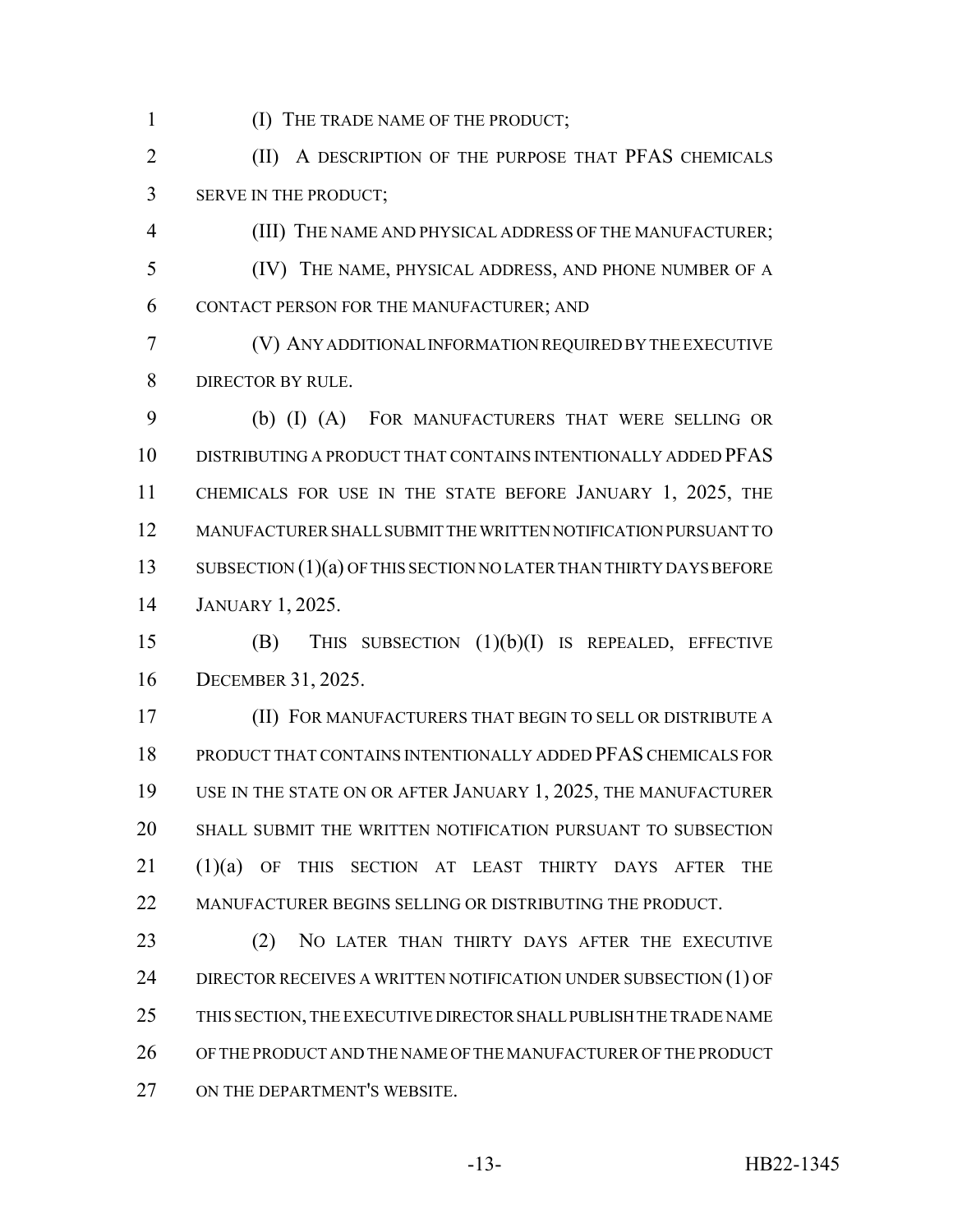(I) THE TRADE NAME OF THE PRODUCT;

(II) A DESCRIPTION OF THE PURPOSE THAT PFAS CHEMICALS SERVE IN THE PRODUCT;

(III) THE NAME AND PHYSICAL ADDRESS OF THE MANUFACTURER;

(IV) THE NAME, PHYSICAL ADDRESS, AND PHONE NUMBER OF A CONTACT PERSON FOR THE MANUFACTURER; AND

(V) ANY ADDITIONAL INFORMATION REQUIRED BY THE EXECUTIVE DIRECTOR BY RULE.

(b) (I) (A) FOR MANUFACTURERS THAT WERE SELLING OR DISTRIBUTING A PRODUCT THAT CONTAINS INTENTIONALLY ADDED PFAS CHEMICALS FOR USE IN THE STATE BEFORE JANUARY 1, 2025, THE MANUFACTURER SHALL SUBMIT THE WRITTEN NOTIFICATION PURSUANT TO SUBSECTION (1)(a) OF THIS SECTION NO LATER THAN THIRTY DAYS BEFORE JANUARY 1, 2025.

(B) THIS SUBSECTION (1)(b)(I) IS REPEALED, EFFECTIVE DECEMBER 31, 2025.

(II) FOR MANUFACTURERS THAT BEGIN TO SELL OR DISTRIBUTE A PRODUCT THAT CONTAINS INTENTIONALLY ADDED PFAS CHEMICALS FOR USE IN THE STATE ON OR AFTER JANUARY 1, 2025, THE MANUFACTURER SHALL SUBMIT THE WRITTEN NOTIFICATION PURSUANT TO SUBSECTION (1)(a) OF THIS SECTION AT LEAST THIRTY DAYS AFTER THE MANUFACTURER BEGINS SELLING OR DISTRIBUTING THE PRODUCT.

(2) NO LATER THAN THIRTY DAYS AFTER THE EXECUTIVE DIRECTOR RECEIVES A WRITTEN NOTIFICATION UNDER SUBSECTION (1) OF THIS SECTION, THE EXECUTIVE DIRECTOR SHALL PUBLISH THE TRADE NAME OF THE PRODUCT AND THE NAME OF THE MANUFACTURER OF THE PRODUCT ON THE DEPARTMENT'S WEBSITE.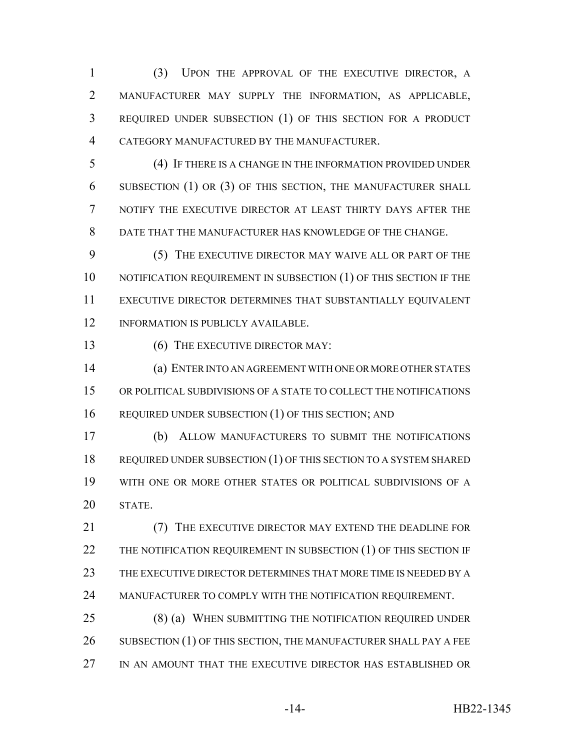(3) UPON THE APPROVAL OF THE EXECUTIVE DIRECTOR, A MANUFACTURER MAY SUPPLY THE INFORMATION, AS APPLICABLE, REQUIRED UNDER SUBSECTION (1) OF THIS SECTION FOR A PRODUCT CATEGORY MANUFACTURED BY THE MANUFACTURER.

(4) IF THERE IS A CHANGE IN THE INFORMATION PROVIDED UNDER SUBSECTION (1) OR (3) OF THIS SECTION, THE MANUFACTURER SHALL NOTIFY THE EXECUTIVE DIRECTOR AT LEAST THIRTY DAYS AFTER THE DATE THAT THE MANUFACTURER HAS KNOWLEDGE OF THE CHANGE.

(5) THE EXECUTIVE DIRECTOR MAY WAIVE ALL OR PART OF THE NOTIFICATION REQUIREMENT IN SUBSECTION (1) OF THIS SECTION IF THE EXECUTIVE DIRECTOR DETERMINES THAT SUBSTANTIALLY EQUIVALENT INFORMATION IS PUBLICLY AVAILABLE.

(6) THE EXECUTIVE DIRECTOR MAY:

(a) ENTER INTO AN AGREEMENT WITH ONE OR MORE OTHER STATES OR POLITICAL SUBDIVISIONS OF A STATE TO COLLECT THE NOTIFICATIONS REQUIRED UNDER SUBSECTION (1) OF THIS SECTION; AND

(b) ALLOW MANUFACTURERS TO SUBMIT THE NOTIFICATIONS REQUIRED UNDER SUBSECTION (1) OF THIS SECTION TO A SYSTEM SHARED WITH ONE OR MORE OTHER STATES OR POLITICAL SUBDIVISIONS OF A STATE.

(7) THE EXECUTIVE DIRECTOR MAY EXTEND THE DEADLINE FOR THE NOTIFICATION REQUIREMENT IN SUBSECTION (1) OF THIS SECTION IF THE EXECUTIVE DIRECTOR DETERMINES THAT MORE TIME IS NEEDED BY A MANUFACTURER TO COMPLY WITH THE NOTIFICATION REQUIREMENT.

(8) (a) WHEN SUBMITTING THE NOTIFICATION REQUIRED UNDER SUBSECTION (1) OF THIS SECTION, THE MANUFACTURER SHALL PAY A FEE IN AN AMOUNT THAT THE EXECUTIVE DIRECTOR HAS ESTABLISHED OR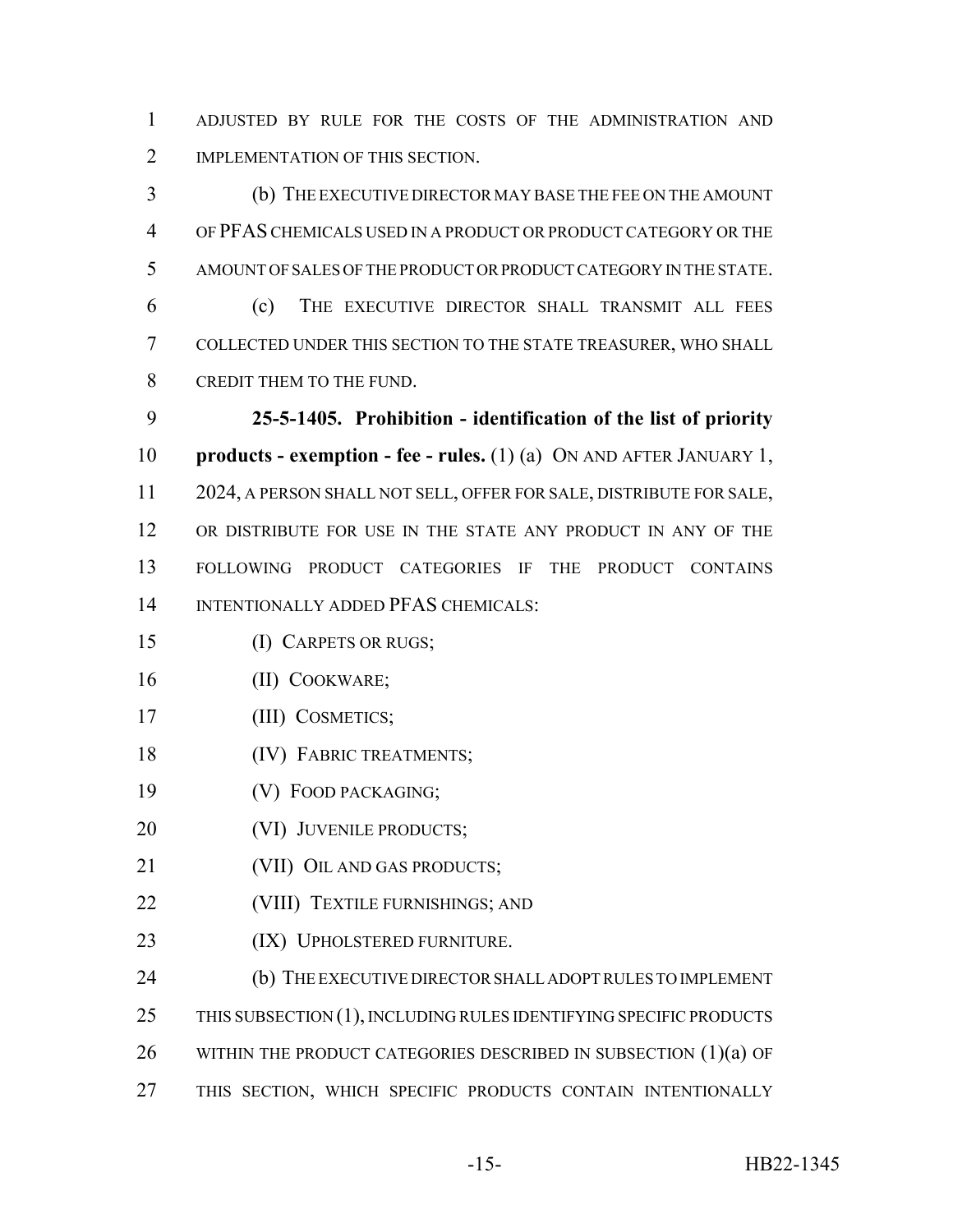ADJUSTED BY RULE FOR THE COSTS OF THE ADMINISTRATION AND IMPLEMENTATION OF THIS SECTION.

(b) THE EXECUTIVE DIRECTOR MAY BASE THE FEE ON THE AMOUNT OF PFAS CHEMICALS USED IN A PRODUCT OR PRODUCT CATEGORY OR THE AMOUNT OF SALES OF THE PRODUCT OR PRODUCT CATEGORY IN THE STATE.

(c) THE EXECUTIVE DIRECTOR SHALL TRANSMIT ALL FEES COLLECTED UNDER THIS SECTION TO THE STATE TREASURER, WHO SHALL CREDIT THEM TO THE FUND.

**25-5-1405. Prohibition - identification of the list of priority products - exemption - fee - rules.** (1) (a) ON AND AFTER JANUARY 1, 2024, A PERSON SHALL NOT SELL, OFFER FOR SALE, DISTRIBUTE FOR SALE, OR DISTRIBUTE FOR USE IN THE STATE ANY PRODUCT IN ANY OF THE FOLLOWING PRODUCT CATEGORIES IF THE PRODUCT CONTAINS INTENTIONALLY ADDED PFAS CHEMICALS:

(I) CARPETS OR RUGS;

(II) COOKWARE;

(III) COSMETICS;

(IV) FABRIC TREATMENTS;

(V) FOOD PACKAGING;

(VI) JUVENILE PRODUCTS;

(VII) OIL AND GAS PRODUCTS;

(VIII) TEXTILE FURNISHINGS; AND

(IX) UPHOLSTERED FURNITURE.

(b) THE EXECUTIVE DIRECTOR SHALL ADOPT RULES TO IMPLEMENT THIS SUBSECTION (1), INCLUDING RULES IDENTIFYING SPECIFIC PRODUCTS WITHIN THE PRODUCT CATEGORIES DESCRIBED IN SUBSECTION (1)(a) OF THIS SECTION, WHICH SPECIFIC PRODUCTS CONTAIN INTENTIONALLY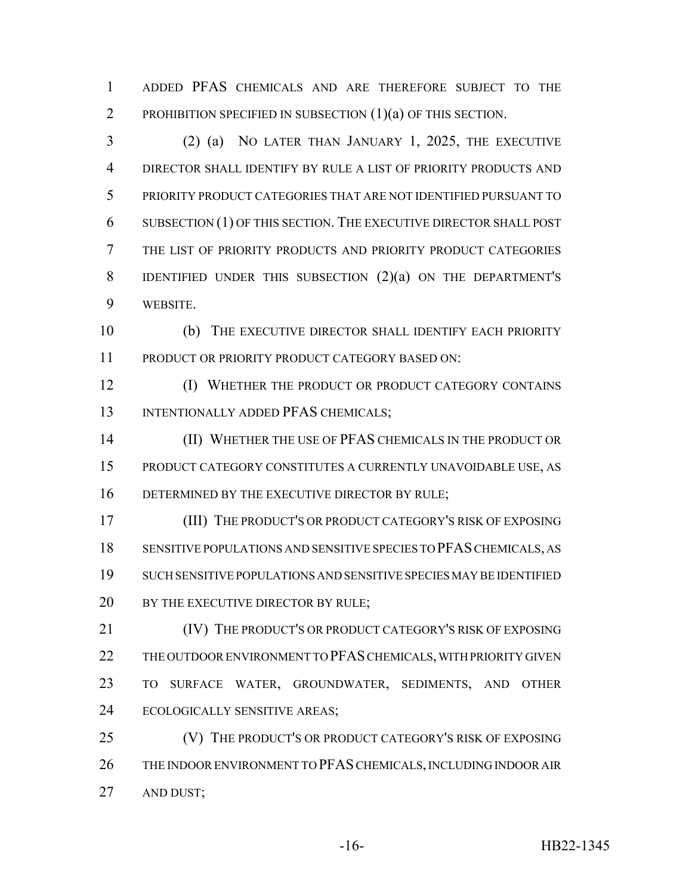ADDED PFAS CHEMICALS AND ARE THEREFORE SUBJECT TO THE PROHIBITION SPECIFIED IN SUBSECTION (1)(a) OF THIS SECTION.

(2) (a) NO LATER THAN JANUARY 1, 2025, THE EXECUTIVE DIRECTOR SHALL IDENTIFY BY RULE A LIST OF PRIORITY PRODUCTS AND PRIORITY PRODUCT CATEGORIES THAT ARE NOT IDENTIFIED PURSUANT TO SUBSECTION (1) OF THIS SECTION. THE EXECUTIVE DIRECTOR SHALL POST THE LIST OF PRIORITY PRODUCTS AND PRIORITY PRODUCT CATEGORIES IDENTIFIED UNDER THIS SUBSECTION (2)(a) ON THE DEPARTMENT'S WEBSITE.

(b) THE EXECUTIVE DIRECTOR SHALL IDENTIFY EACH PRIORITY PRODUCT OR PRIORITY PRODUCT CATEGORY BASED ON:

(I) WHETHER THE PRODUCT OR PRODUCT CATEGORY CONTAINS INTENTIONALLY ADDED PFAS CHEMICALS;

(II) WHETHER THE USE OF PFAS CHEMICALS IN THE PRODUCT OR PRODUCT CATEGORY CONSTITUTES A CURRENTLY UNAVOIDABLE USE, AS DETERMINED BY THE EXECUTIVE DIRECTOR BY RULE;

(III) THE PRODUCT'S OR PRODUCT CATEGORY'S RISK OF EXPOSING SENSITIVE POPULATIONS AND SENSITIVE SPECIES TO PFAS CHEMICALS, AS SUCH SENSITIVE POPULATIONS AND SENSITIVE SPECIES MAY BE IDENTIFIED BY THE EXECUTIVE DIRECTOR BY RULE;

(IV) THE PRODUCT'S OR PRODUCT CATEGORY'S RISK OF EXPOSING THE OUTDOOR ENVIRONMENT TO PFAS CHEMICALS, WITH PRIORITY GIVEN TO SURFACE WATER, GROUNDWATER, SEDIMENTS, AND OTHER ECOLOGICALLY SENSITIVE AREAS;

(V) THE PRODUCT'S OR PRODUCT CATEGORY'S RISK OF EXPOSING THE INDOOR ENVIRONMENT TO PFAS CHEMICALS, INCLUDING INDOOR AIR AND DUST;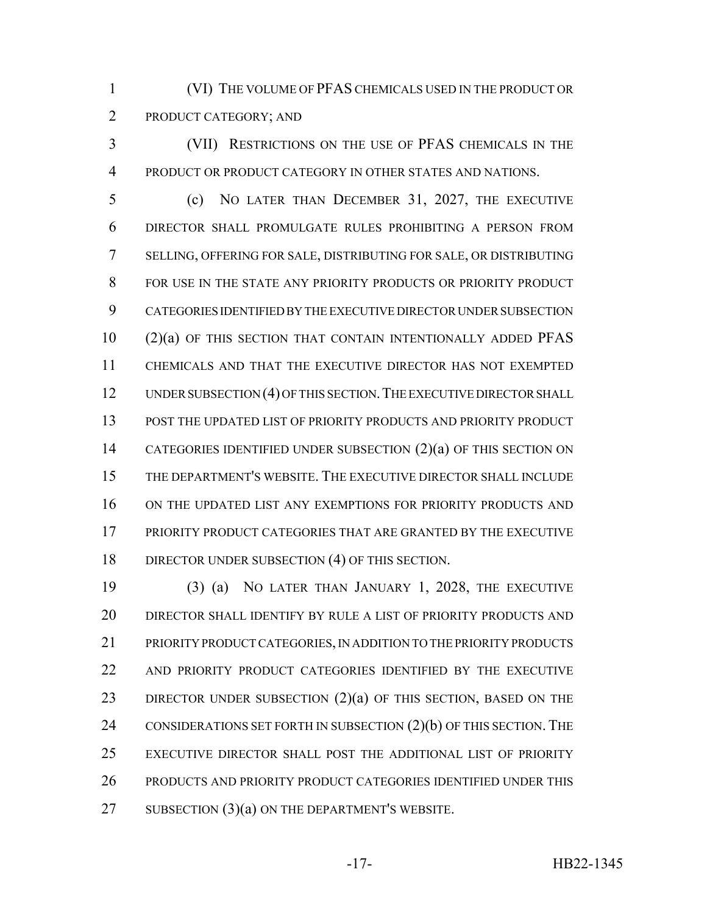(VI) THE VOLUME OF PFAS CHEMICALS USED IN THE PRODUCT OR PRODUCT CATEGORY; AND

(VII) RESTRICTIONS ON THE USE OF PFAS CHEMICALS IN THE PRODUCT OR PRODUCT CATEGORY IN OTHER STATES AND NATIONS.

(c) NO LATER THAN DECEMBER 31, 2027, THE EXECUTIVE DIRECTOR SHALL PROMULGATE RULES PROHIBITING A PERSON FROM SELLING, OFFERING FOR SALE, DISTRIBUTING FOR SALE, OR DISTRIBUTING FOR USE IN THE STATE ANY PRIORITY PRODUCTS OR PRIORITY PRODUCT CATEGORIES IDENTIFIED BY THE EXECUTIVE DIRECTOR UNDER SUBSECTION (2)(a) OF THIS SECTION THAT CONTAIN INTENTIONALLY ADDED PFAS CHEMICALS AND THAT THE EXECUTIVE DIRECTOR HAS NOT EXEMPTED UNDER SUBSECTION (4) OF THIS SECTION. THE EXECUTIVE DIRECTOR SHALL POST THE UPDATED LIST OF PRIORITY PRODUCTS AND PRIORITY PRODUCT CATEGORIES IDENTIFIED UNDER SUBSECTION (2)(a) OF THIS SECTION ON THE DEPARTMENT'S WEBSITE. THE EXECUTIVE DIRECTOR SHALL INCLUDE ON THE UPDATED LIST ANY EXEMPTIONS FOR PRIORITY PRODUCTS AND PRIORITY PRODUCT CATEGORIES THAT ARE GRANTED BY THE EXECUTIVE DIRECTOR UNDER SUBSECTION (4) OF THIS SECTION.

(3) (a) NO LATER THAN JANUARY 1, 2028, THE EXECUTIVE DIRECTOR SHALL IDENTIFY BY RULE A LIST OF PRIORITY PRODUCTS AND PRIORITY PRODUCT CATEGORIES, IN ADDITION TO THE PRIORITY PRODUCTS AND PRIORITY PRODUCT CATEGORIES IDENTIFIED BY THE EXECUTIVE DIRECTOR UNDER SUBSECTION (2)(a) OF THIS SECTION, BASED ON THE CONSIDERATIONS SET FORTH IN SUBSECTION (2)(b) OF THIS SECTION. THE EXECUTIVE DIRECTOR SHALL POST THE ADDITIONAL LIST OF PRIORITY PRODUCTS AND PRIORITY PRODUCT CATEGORIES IDENTIFIED UNDER THIS SUBSECTION (3)(a) ON THE DEPARTMENT'S WEBSITE.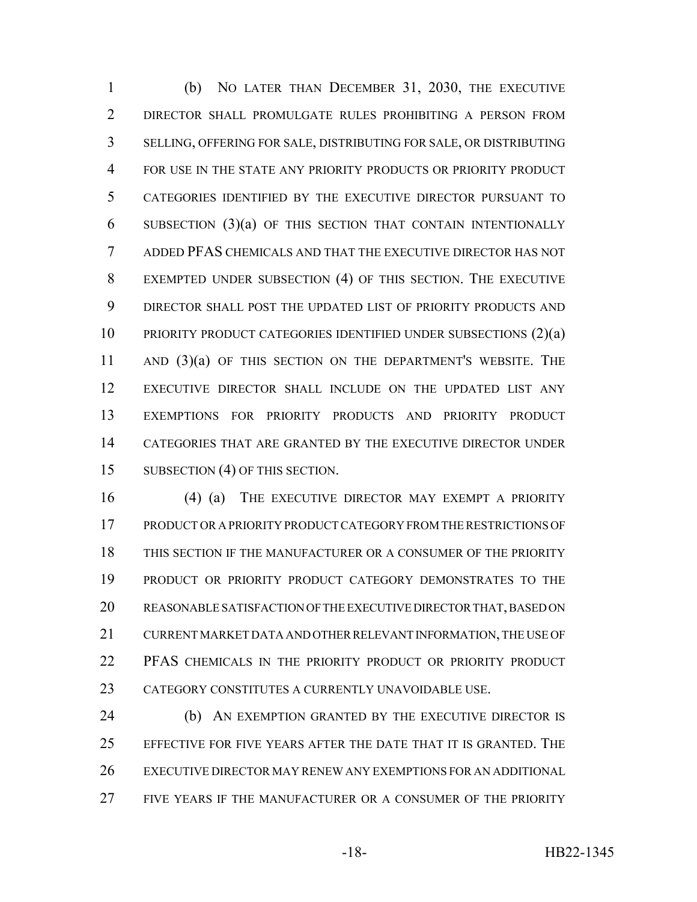(b) NO LATER THAN DECEMBER 31, 2030, THE EXECUTIVE DIRECTOR SHALL PROMULGATE RULES PROHIBITING A PERSON FROM SELLING, OFFERING FOR SALE, DISTRIBUTING FOR SALE, OR DISTRIBUTING FOR USE IN THE STATE ANY PRIORITY PRODUCTS OR PRIORITY PRODUCT CATEGORIES IDENTIFIED BY THE EXECUTIVE DIRECTOR PURSUANT TO SUBSECTION (3)(a) OF THIS SECTION THAT CONTAIN INTENTIONALLY ADDED PFAS CHEMICALS AND THAT THE EXECUTIVE DIRECTOR HAS NOT EXEMPTED UNDER SUBSECTION (4) OF THIS SECTION. THE EXECUTIVE DIRECTOR SHALL POST THE UPDATED LIST OF PRIORITY PRODUCTS AND PRIORITY PRODUCT CATEGORIES IDENTIFIED UNDER SUBSECTIONS (2)(a) AND (3)(a) OF THIS SECTION ON THE DEPARTMENT'S WEBSITE. THE EXECUTIVE DIRECTOR SHALL INCLUDE ON THE UPDATED LIST ANY EXEMPTIONS FOR PRIORITY PRODUCTS AND PRIORITY PRODUCT CATEGORIES THAT ARE GRANTED BY THE EXECUTIVE DIRECTOR UNDER SUBSECTION (4) OF THIS SECTION.

(4) (a) THE EXECUTIVE DIRECTOR MAY EXEMPT A PRIORITY PRODUCT OR A PRIORITY PRODUCT CATEGORY FROM THE RESTRICTIONS OF THIS SECTION IF THE MANUFACTURER OR A CONSUMER OF THE PRIORITY PRODUCT OR PRIORITY PRODUCT CATEGORY DEMONSTRATES TO THE REASONABLE SATISFACTION OF THE EXECUTIVE DIRECTOR THAT, BASED ON CURRENT MARKET DATA AND OTHER RELEVANT INFORMATION, THE USE OF PFAS CHEMICALS IN THE PRIORITY PRODUCT OR PRIORITY PRODUCT CATEGORY CONSTITUTES A CURRENTLY UNAVOIDABLE USE.

(b) AN EXEMPTION GRANTED BY THE EXECUTIVE DIRECTOR IS EFFECTIVE FOR FIVE YEARS AFTER THE DATE THAT IT IS GRANTED. THE EXECUTIVE DIRECTOR MAY RENEW ANY EXEMPTIONS FOR AN ADDITIONAL FIVE YEARS IF THE MANUFACTURER OR A CONSUMER OF THE PRIORITY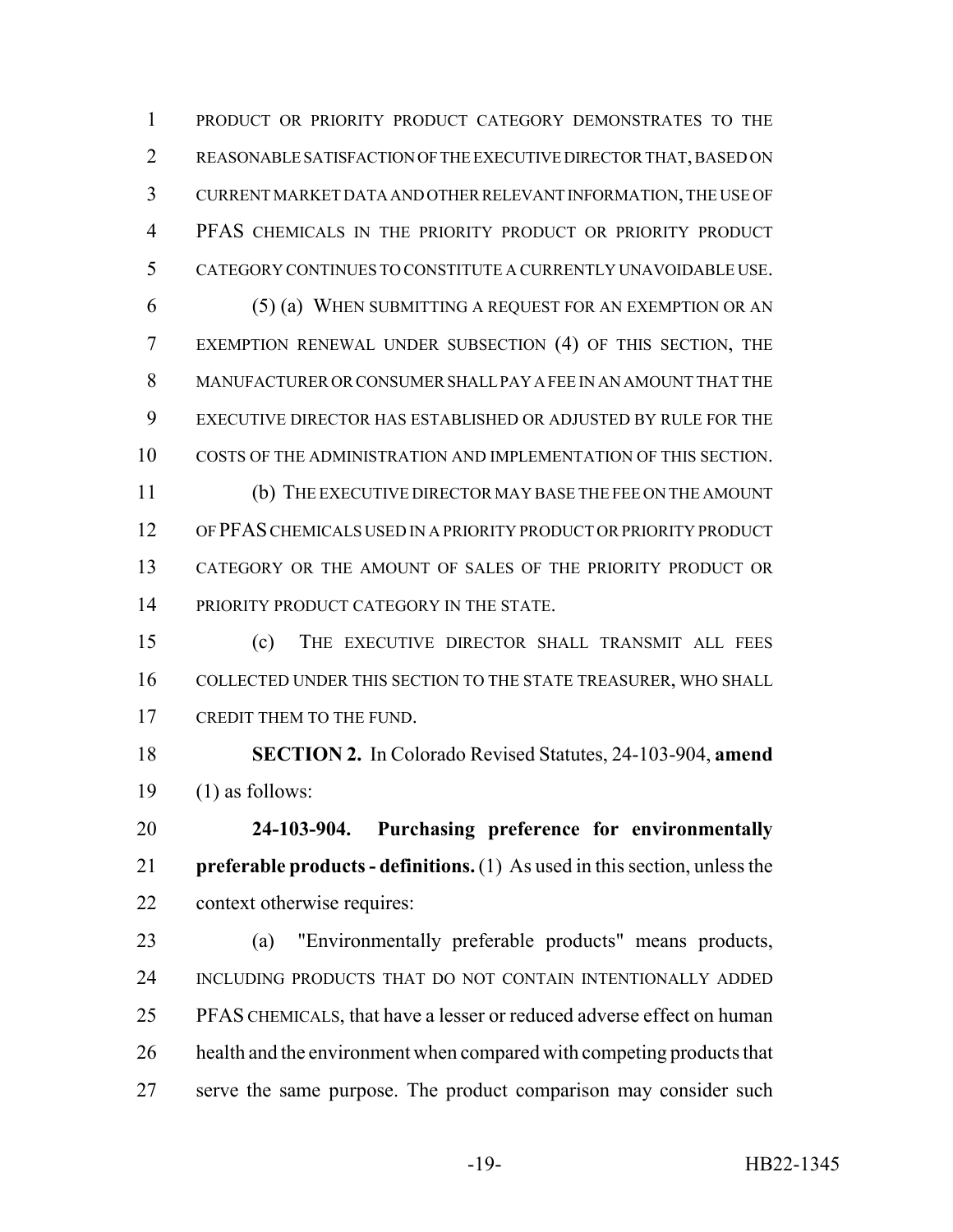PRODUCT OR PRIORITY PRODUCT CATEGORY DEMONSTRATES TO THE REASONABLE SATISFACTION OF THE EXECUTIVE DIRECTOR THAT, BASED ON CURRENT MARKET DATA AND OTHER RELEVANT INFORMATION, THE USE OF PFAS CHEMICALS IN THE PRIORITY PRODUCT OR PRIORITY PRODUCT CATEGORY CONTINUES TO CONSTITUTE A CURRENTLY UNAVOIDABLE USE.

(5) (a) WHEN SUBMITTING A REQUEST FOR AN EXEMPTION OR AN EXEMPTION RENEWAL UNDER SUBSECTION (4) OF THIS SECTION, THE MANUFACTURER OR CONSUMER SHALL PAY A FEE IN AN AMOUNT THAT THE EXECUTIVE DIRECTOR HAS ESTABLISHED OR ADJUSTED BY RULE FOR THE COSTS OF THE ADMINISTRATION AND IMPLEMENTATION OF THIS SECTION.

(b) THE EXECUTIVE DIRECTOR MAY BASE THE FEE ON THE AMOUNT OF PFAS CHEMICALS USED IN A PRIORITY PRODUCT OR PRIORITY PRODUCT CATEGORY OR THE AMOUNT OF SALES OF THE PRIORITY PRODUCT OR PRIORITY PRODUCT CATEGORY IN THE STATE.

(c) THE EXECUTIVE DIRECTOR SHALL TRANSMIT ALL FEES COLLECTED UNDER THIS SECTION TO THE STATE TREASURER, WHO SHALL CREDIT THEM TO THE FUND.

**SECTION 2.** In Colorado Revised Statutes, 24-103-904, **amend** (1) as follows:

**24-103-904. Purchasing preference for environmentally preferable products - definitions.** (1) As used in this section, unless the context otherwise requires:

(a) "Environmentally preferable products" means products, INCLUDING PRODUCTS THAT DO NOT CONTAIN INTENTIONALLY ADDED PFAS CHEMICALS, that have a lesser or reduced adverse effect on human health and the environment when compared with competing products that serve the same purpose. The product comparison may consider such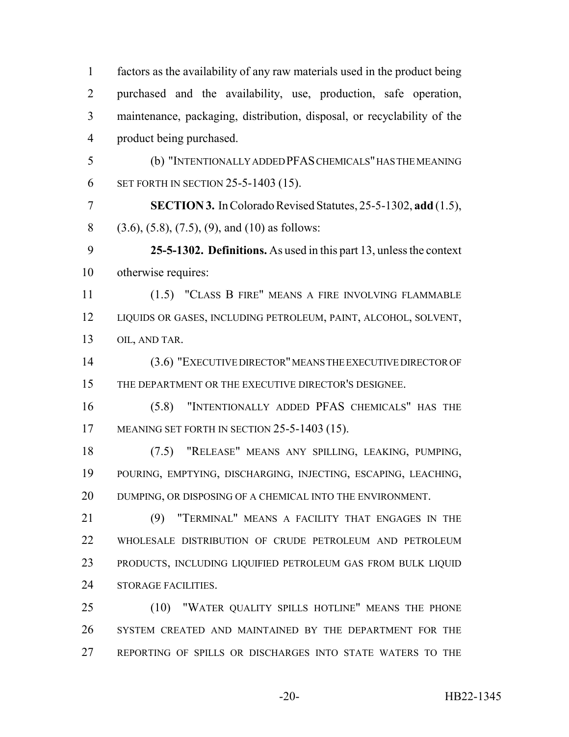factors as the availability of any raw materials used in the product being purchased and the availability, use, production, safe operation, maintenance, packaging, distribution, disposal, or recyclability of the product being purchased.

(b) "INTENTIONALLY ADDED PFAS CHEMICALS" HAS THE MEANING SET FORTH IN SECTION 25-5-1403 (15).

**SECTION 3.** In Colorado Revised Statutes, 25-5-1302, **add** (1.5), (3.6), (5.8), (7.5), (9), and (10) as follows:

**25-5-1302. Definitions.** As used in this part 13, unless the context otherwise requires:

(1.5) "CLASS B FIRE" MEANS A FIRE INVOLVING FLAMMABLE LIQUIDS OR GASES, INCLUDING PETROLEUM, PAINT, ALCOHOL, SOLVENT, OIL, AND TAR.

(3.6) "EXECUTIVE DIRECTOR" MEANS THE EXECUTIVE DIRECTOR OF THE DEPARTMENT OR THE EXECUTIVE DIRECTOR'S DESIGNEE.

(5.8) "INTENTIONALLY ADDED PFAS CHEMICALS" HAS THE MEANING SET FORTH IN SECTION 25-5-1403 (15).

(7.5) "RELEASE" MEANS ANY SPILLING, LEAKING, PUMPING, POURING, EMPTYING, DISCHARGING, INJECTING, ESCAPING, LEACHING, DUMPING, OR DISPOSING OF A CHEMICAL INTO THE ENVIRONMENT.

(9) "TERMINAL" MEANS A FACILITY THAT ENGAGES IN THE WHOLESALE DISTRIBUTION OF CRUDE PETROLEUM AND PETROLEUM PRODUCTS, INCLUDING LIQUIFIED PETROLEUM GAS FROM BULK LIQUID STORAGE FACILITIES.

(10) "WATER QUALITY SPILLS HOTLINE" MEANS THE PHONE SYSTEM CREATED AND MAINTAINED BY THE DEPARTMENT FOR THE REPORTING OF SPILLS OR DISCHARGES INTO STATE WATERS TO THE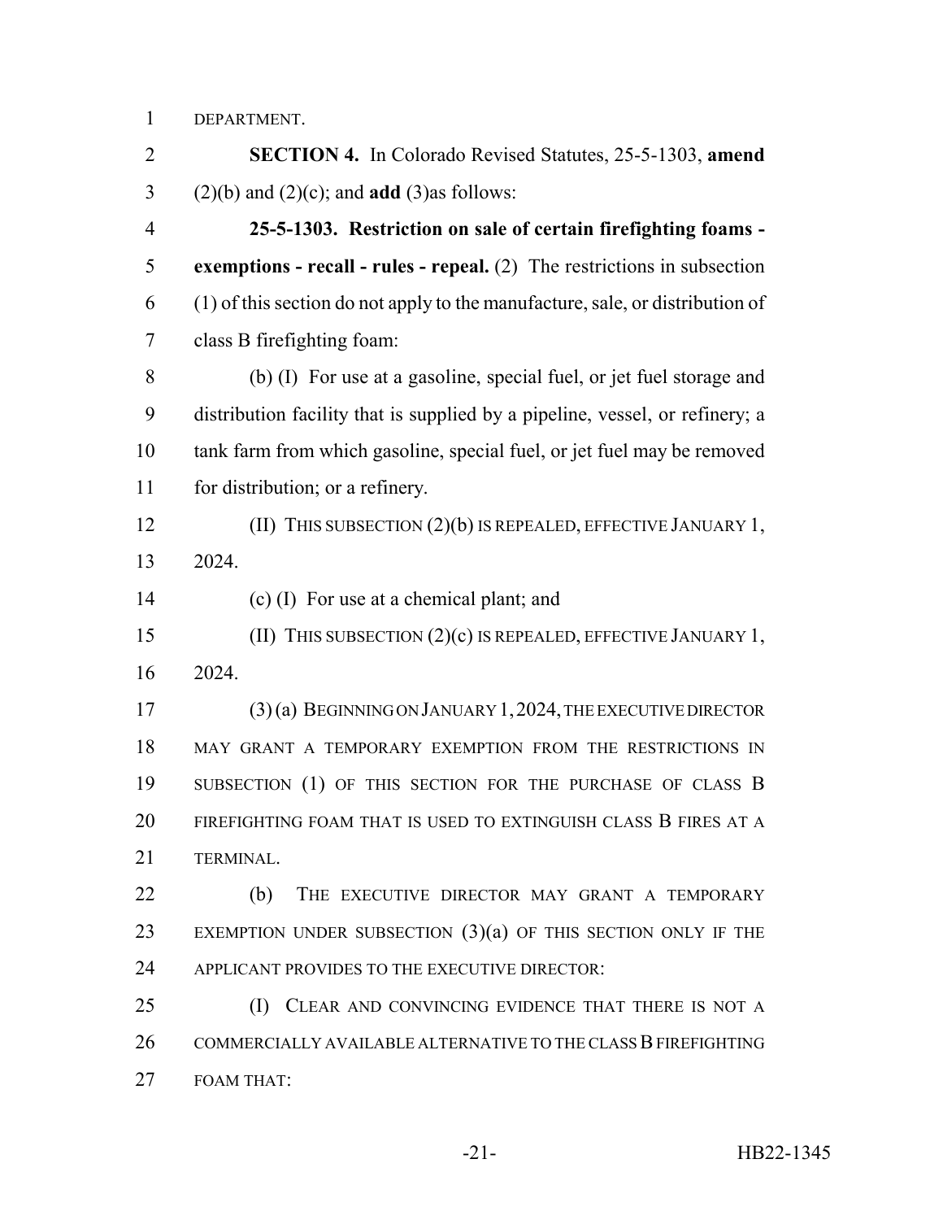DEPARTMENT.

**SECTION 4.** In Colorado Revised Statutes, 25-5-1303, **amend** (2)(b) and (2)(c); and **add** (3)as follows:

**25-5-1303. Restriction on sale of certain firefighting foams - exemptions - recall - rules - repeal.** (2) The restrictions in subsection (1) of this section do not apply to the manufacture, sale, or distribution of class B firefighting foam:

(b) (I) For use at a gasoline, special fuel, or jet fuel storage and distribution facility that is supplied by a pipeline, vessel, or refinery; a tank farm from which gasoline, special fuel, or jet fuel may be removed for distribution; or a refinery.

(II) THIS SUBSECTION (2)(b) IS REPEALED, EFFECTIVE JANUARY 1, 2024.

(c) (I) For use at a chemical plant; and

(II) THIS SUBSECTION (2)(c) IS REPEALED, EFFECTIVE JANUARY 1, 2024.

(3) (a) BEGINNING ON JANUARY 1, 2024, THE EXECUTIVE DIRECTOR MAY GRANT A TEMPORARY EXEMPTION FROM THE RESTRICTIONS IN SUBSECTION (1) OF THIS SECTION FOR THE PURCHASE OF CLASS B FIREFIGHTING FOAM THAT IS USED TO EXTINGUISH CLASS B FIRES AT A TERMINAL.

(b) THE EXECUTIVE DIRECTOR MAY GRANT A TEMPORARY EXEMPTION UNDER SUBSECTION (3)(a) OF THIS SECTION ONLY IF THE APPLICANT PROVIDES TO THE EXECUTIVE DIRECTOR:

(I) CLEAR AND CONVINCING EVIDENCE THAT THERE IS NOT A COMMERCIALLY AVAILABLE ALTERNATIVE TO THE CLASS B FIREFIGHTING FOAM THAT: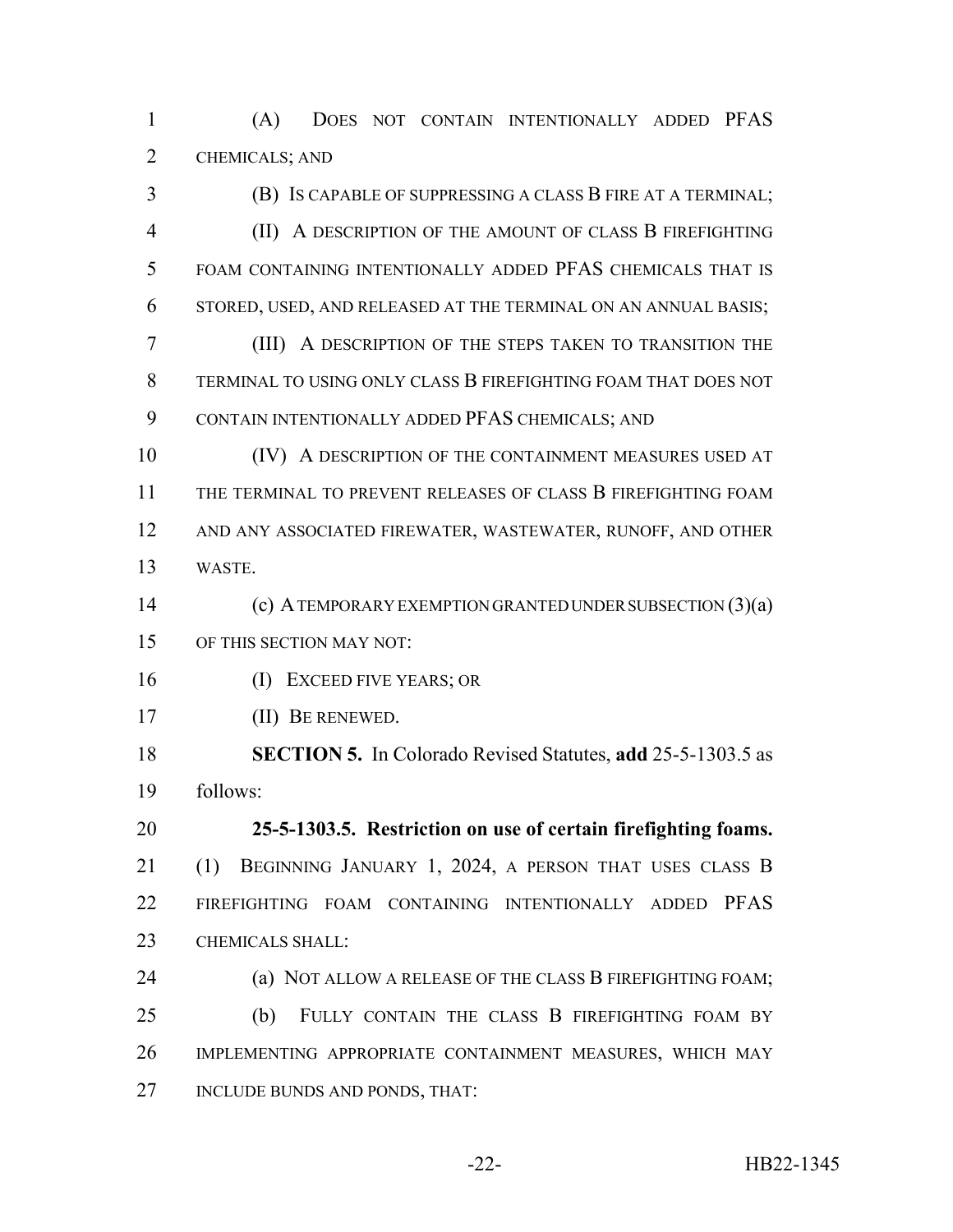(A) DOES NOT CONTAIN INTENTIONALLY ADDED PFAS CHEMICALS; AND

(B) IS CAPABLE OF SUPPRESSING A CLASS B FIRE AT A TERMINAL;

(II) A DESCRIPTION OF THE AMOUNT OF CLASS B FIREFIGHTING FOAM CONTAINING INTENTIONALLY ADDED PFAS CHEMICALS THAT IS STORED, USED, AND RELEASED AT THE TERMINAL ON AN ANNUAL BASIS;

(III) A DESCRIPTION OF THE STEPS TAKEN TO TRANSITION THE TERMINAL TO USING ONLY CLASS B FIREFIGHTING FOAM THAT DOES NOT CONTAIN INTENTIONALLY ADDED PFAS CHEMICALS; AND

(IV) A DESCRIPTION OF THE CONTAINMENT MEASURES USED AT THE TERMINAL TO PREVENT RELEASES OF CLASS B FIREFIGHTING FOAM AND ANY ASSOCIATED FIREWATER, WASTEWATER, RUNOFF, AND OTHER WASTE.

(c) A TEMPORARY EXEMPTION GRANTED UNDER SUBSECTION (3)(a) OF THIS SECTION MAY NOT:

(I) EXCEED FIVE YEARS; OR

(II) BE RENEWED.

**SECTION 5.** In Colorado Revised Statutes, **add** 25-5-1303.5 as follows:

**25-5-1303.5. Restriction on use of certain firefighting foams.** (1) BEGINNING JANUARY 1, 2024, A PERSON THAT USES CLASS B FIREFIGHTING FOAM CONTAINING INTENTIONALLY ADDED PFAS CHEMICALS SHALL:

(a) NOT ALLOW A RELEASE OF THE CLASS B FIREFIGHTING FOAM;

(b) FULLY CONTAIN THE CLASS B FIREFIGHTING FOAM BY IMPLEMENTING APPROPRIATE CONTAINMENT MEASURES, WHICH MAY INCLUDE BUNDS AND PONDS, THAT: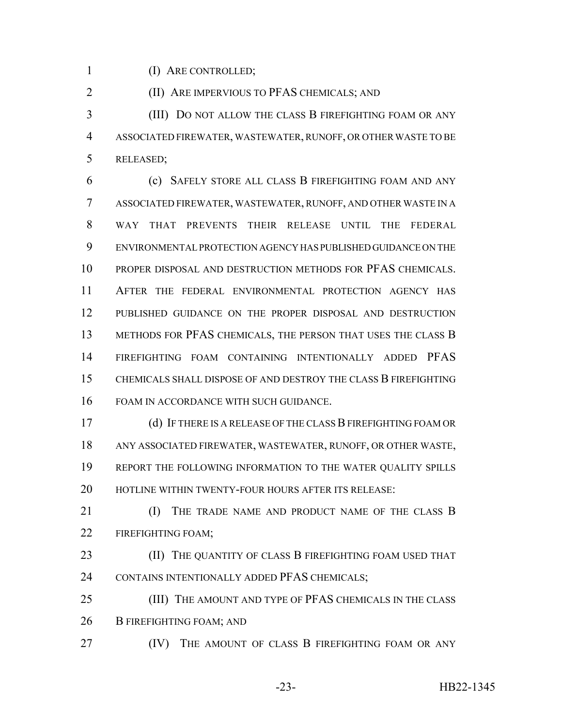(I) ARE CONTROLLED;

(II) ARE IMPERVIOUS TO PFAS CHEMICALS; AND

(III) DO NOT ALLOW THE CLASS B FIREFIGHTING FOAM OR ANY ASSOCIATED FIREWATER, WASTEWATER, RUNOFF, OR OTHER WASTE TO BE RELEASED;

(c) SAFELY STORE ALL CLASS B FIREFIGHTING FOAM AND ANY ASSOCIATED FIREWATER, WASTEWATER, RUNOFF, AND OTHER WASTE IN A WAY THAT PREVENTS THEIR RELEASE UNTIL THE FEDERAL ENVIRONMENTAL PROTECTION AGENCY HAS PUBLISHED GUIDANCE ON THE PROPER DISPOSAL AND DESTRUCTION METHODS FOR PFAS CHEMICALS. AFTER THE FEDERAL ENVIRONMENTAL PROTECTION AGENCY HAS PUBLISHED GUIDANCE ON THE PROPER DISPOSAL AND DESTRUCTION METHODS FOR PFAS CHEMICALS, THE PERSON THAT USES THE CLASS B FIREFIGHTING FOAM CONTAINING INTENTIONALLY ADDED PFAS CHEMICALS SHALL DISPOSE OF AND DESTROY THE CLASS B FIREFIGHTING FOAM IN ACCORDANCE WITH SUCH GUIDANCE.

(d) IF THERE IS A RELEASE OF THE CLASS B FIREFIGHTING FOAM OR ANY ASSOCIATED FIREWATER, WASTEWATER, RUNOFF, OR OTHER WASTE, REPORT THE FOLLOWING INFORMATION TO THE WATER QUALITY SPILLS HOTLINE WITHIN TWENTY-FOUR HOURS AFTER ITS RELEASE:

(I) THE TRADE NAME AND PRODUCT NAME OF THE CLASS B FIREFIGHTING FOAM;

(II) THE QUANTITY OF CLASS B FIREFIGHTING FOAM USED THAT CONTAINS INTENTIONALLY ADDED PFAS CHEMICALS;

(III) THE AMOUNT AND TYPE OF PFAS CHEMICALS IN THE CLASS B FIREFIGHTING FOAM; AND

(IV) THE AMOUNT OF CLASS B FIREFIGHTING FOAM OR ANY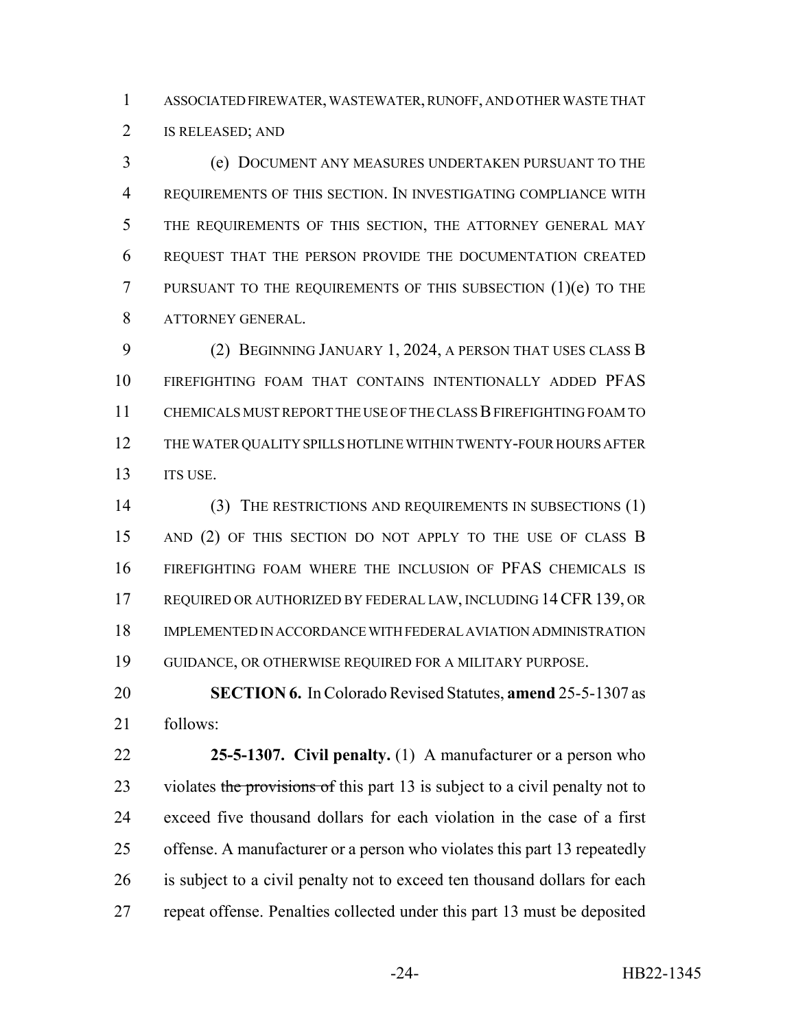ASSOCIATED FIREWATER, WASTEWATER, RUNOFF, AND OTHER WASTE THAT IS RELEASED; AND

(e) DOCUMENT ANY MEASURES UNDERTAKEN PURSUANT TO THE REQUIREMENTS OF THIS SECTION. IN INVESTIGATING COMPLIANCE WITH THE REQUIREMENTS OF THIS SECTION, THE ATTORNEY GENERAL MAY REQUEST THAT THE PERSON PROVIDE THE DOCUMENTATION CREATED PURSUANT TO THE REQUIREMENTS OF THIS SUBSECTION (1)(e) TO THE ATTORNEY GENERAL.

(2) BEGINNING JANUARY 1, 2024, A PERSON THAT USES CLASS B FIREFIGHTING FOAM THAT CONTAINS INTENTIONALLY ADDED PFAS CHEMICALS MUST REPORT THE USE OF THE CLASS B FIREFIGHTING FOAM TO THE WATER QUALITY SPILLS HOTLINE WITHIN TWENTY-FOUR HOURS AFTER ITS USE.

(3) THE RESTRICTIONS AND REQUIREMENTS IN SUBSECTIONS (1) AND (2) OF THIS SECTION DO NOT APPLY TO THE USE OF CLASS B FIREFIGHTING FOAM WHERE THE INCLUSION OF PFAS CHEMICALS IS REQUIRED OR AUTHORIZED BY FEDERAL LAW, INCLUDING 14 CFR 139, OR IMPLEMENTED IN ACCORDANCE WITH FEDERAL AVIATION ADMINISTRATION GUIDANCE, OR OTHERWISE REQUIRED FOR A MILITARY PURPOSE.

**SECTION 6.** In Colorado Revised Statutes, **amend** 25-5-1307 as follows:

**25-5-1307. Civil penalty.** (1) A manufacturer or a person who violates ~~the provisions of~~ this part 13 is subject to a civil penalty not to exceed five thousand dollars for each violation in the case of a first offense. A manufacturer or a person who violates this part 13 repeatedly is subject to a civil penalty not to exceed ten thousand dollars for each repeat offense. Penalties collected under this part 13 must be deposited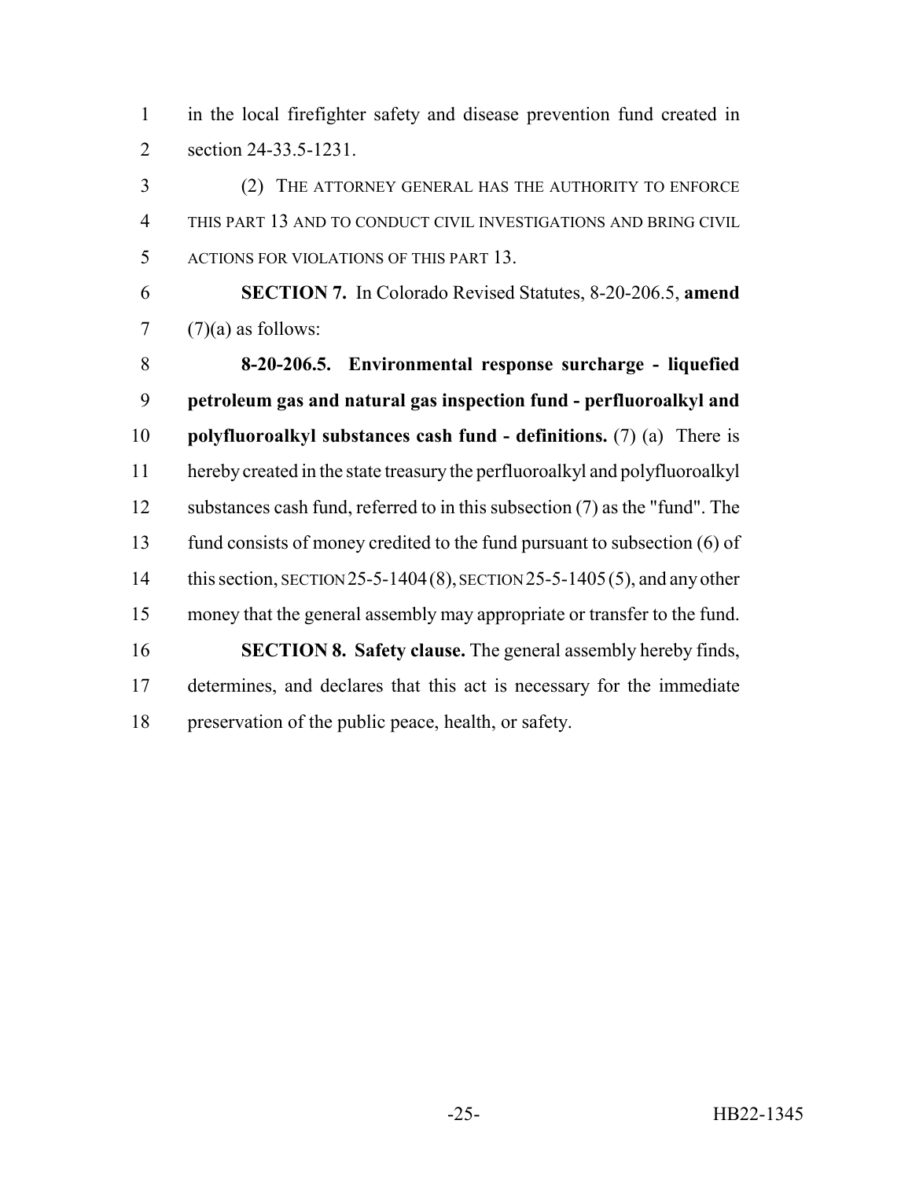in the local firefighter safety and disease prevention fund created in section 24-33.5-1231.

(2) THE ATTORNEY GENERAL HAS THE AUTHORITY TO ENFORCE THIS PART 13 AND TO CONDUCT CIVIL INVESTIGATIONS AND BRING CIVIL ACTIONS FOR VIOLATIONS OF THIS PART 13.

**SECTION 7.** In Colorado Revised Statutes, 8-20-206.5, **amend** (7)(a) as follows:

**8-20-206.5. Environmental response surcharge - liquefied petroleum gas and natural gas inspection fund - perfluoroalkyl and polyfluoroalkyl substances cash fund - definitions.** (7) (a) There is hereby created in the state treasury the perfluoroalkyl and polyfluoroalkyl substances cash fund, referred to in this subsection (7) as the "fund". The fund consists of money credited to the fund pursuant to subsection (6) of this section, SECTION 25-5-1404 (8), SECTION 25-5-1405 (5), and any other money that the general assembly may appropriate or transfer to the fund.

**SECTION 8. Safety clause.** The general assembly hereby finds, determines, and declares that this act is necessary for the immediate preservation of the public peace, health, or safety.